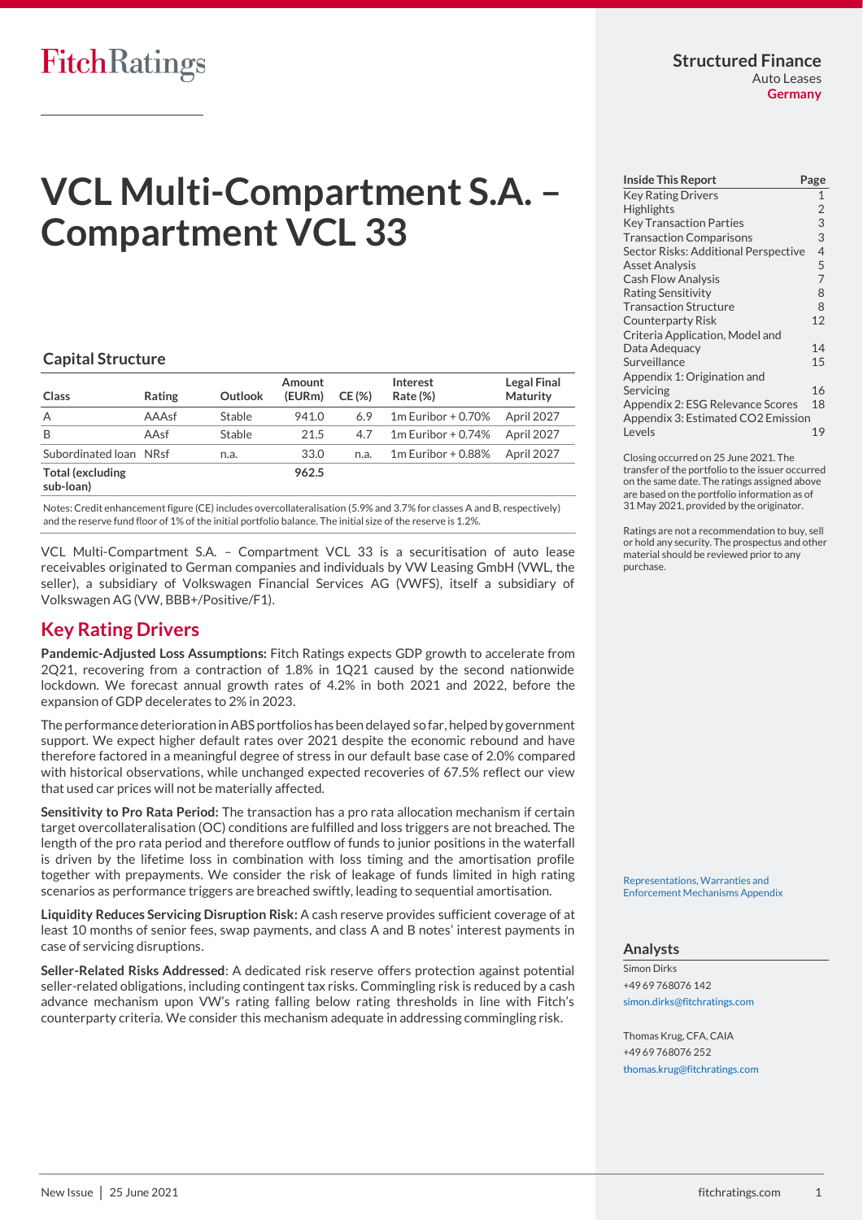FitchRatings

**Structured Finance**
Auto Leases
**Germany**

# VCL Multi-Compartment S.A. – Compartment VCL 33

## Capital Structure

| Class | Rating | Outlook | Amount (EURm) | CE (%) | Interest Rate (%) | Legal Final Maturity |
|---|---|---|---|---|---|---|
| A | AAAsf | Stable | 941.0 | 6.9 | 1m Euribor + 0.70% | April 2027 |
| B | AAsf | Stable | 21.5 | 4.7 | 1m Euribor + 0.74% | April 2027 |
| Subordinated loan | NRsf | n.a. | 33.0 | n.a. | 1m Euribor + 0.88% | April 2027 |
| **Total (excluding sub-loan)** | | | **962.5** | | | |

Notes: Credit enhancement figure (CE) includes overcollateralisation (5.9% and 3.7% for classes A and B, respectively) and the reserve fund floor of 1% of the initial portfolio balance. The initial size of the reserve is 1.2%.

VCL Multi-Compartment S.A. – Compartment VCL 33 is a securitisation of auto lease receivables originated to German companies and individuals by VW Leasing GmbH (VWL, the seller), a subsidiary of Volkswagen Financial Services AG (VWFS), itself a subsidiary of Volkswagen AG (VW, BBB+/Positive/F1).

## Key Rating Drivers

**Pandemic-Adjusted Loss Assumptions:** Fitch Ratings expects GDP growth to accelerate from 2Q21, recovering from a contraction of 1.8% in 1Q21 caused by the second nationwide lockdown. We forecast annual growth rates of 4.2% in both 2021 and 2022, before the expansion of GDP decelerates to 2% in 2023.

The performance deterioration in ABS portfolios has been delayed so far, helped by government support. We expect higher default rates over 2021 despite the economic rebound and have therefore factored in a meaningful degree of stress in our default base case of 2.0% compared with historical observations, while unchanged expected recoveries of 67.5% reflect our view that used car prices will not be materially affected.

**Sensitivity to Pro Rata Period:** The transaction has a pro rata allocation mechanism if certain target overcollateralisation (OC) conditions are fulfilled and loss triggers are not breached. The length of the pro rata period and therefore outflow of funds to junior positions in the waterfall is driven by the lifetime loss in combination with loss timing and the amortisation profile together with prepayments. We consider the risk of leakage of funds limited in high rating scenarios as performance triggers are breached swiftly, leading to sequential amortisation.

**Liquidity Reduces Servicing Disruption Risk:** A cash reserve provides sufficient coverage of at least 10 months of senior fees, swap payments, and class A and B notes' interest payments in case of servicing disruptions.

**Seller-Related Risks Addressed**: A dedicated risk reserve offers protection against potential seller-related obligations, including contingent tax risks. Commingling risk is reduced by a cash advance mechanism upon VW's rating falling below rating thresholds in line with Fitch's counterparty criteria. We consider this mechanism adequate in addressing commingling risk.

| Inside This Report | Page |
|---|---|
| Key Rating Drivers | 1 |
| Highlights | 2 |
| Key Transaction Parties | 3 |
| Transaction Comparisons | 3 |
| Sector Risks: Additional Perspective | 4 |
| Asset Analysis | 5 |
| Cash Flow Analysis | 7 |
| Rating Sensitivity | 8 |
| Transaction Structure | 8 |
| Counterparty Risk | 12 |
| Criteria Application, Model and Data Adequacy | 14 |
| Surveillance | 15 |
| Appendix 1: Origination and Servicing | 16 |
| Appendix 2: ESG Relevance Scores | 18 |
| Appendix 3: Estimated CO2 Emission Levels | 19 |

Closing occurred on 25 June 2021. The transfer of the portfolio to the issuer occurred on the same date. The ratings assigned above are based on the portfolio information as of 31 May 2021, provided by the originator.

Ratings are not a recommendation to buy, sell or hold any security. The prospectus and other material should be reviewed prior to any purchase.

Representations, Warranties and Enforcement Mechanisms Appendix

### Analysts

Simon Dirks
+49 69 768076 142
simon.dirks@fitchratings.com

Thomas Krug, CFA, CAIA
+49 69 768076 252
thomas.krug@fitchratings.com

New Issue | 25 June 2021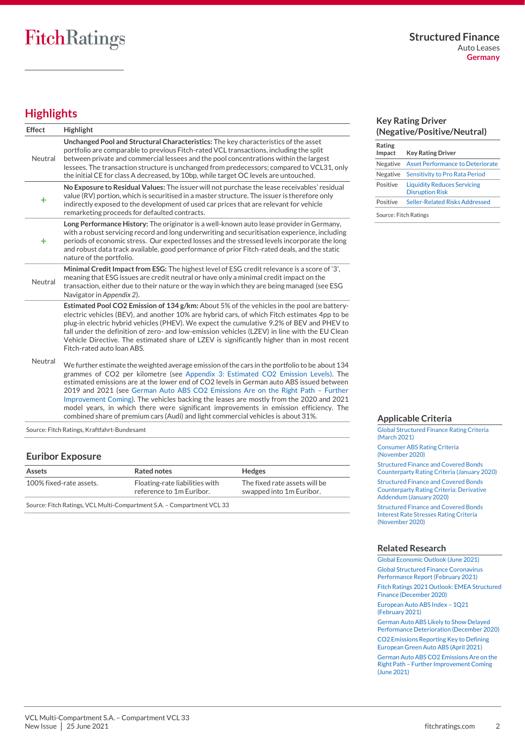## Highlights

| Effect | Highlight |
|---|---|
| Neutral | **Unchanged Pool and Structural Characteristics:** The key characteristics of the asset portfolio are comparable to previous Fitch-rated VCL transactions, including the split between private and commercial lessees and the pool concentrations within the largest lessees. The transaction structure is unchanged from predecessors; compared to VCL31, only the initial CE for class A decreased, by 10bp, while target OC levels are untouched. |
| + | **No Exposure to Residual Values:** The issuer will not purchase the lease receivables' residual value (RV) portion, which is securitised in a master structure. The issuer is therefore only indirectly exposed to the development of used car prices that are relevant for vehicle remarketing proceeds for defaulted contracts. |
| + | **Long Performance History:** The originator is a well-known auto lease provider in Germany, with a robust servicing record and long underwriting and securitisation experience, including periods of economic stress. Our expected losses and the stressed levels incorporate the long and robust data track available, good performance of prior Fitch-rated deals, and the static nature of the portfolio. |
| Neutral | **Minimal Credit Impact from ESG:** The highest level of ESG credit relevance is a score of '3', meaning that ESG issues are credit neutral or have only a minimal credit impact on the transaction, either due to their nature or the way in which they are being managed (see ESG Navigator in *Appendix 2*). |
| Neutral | **Estimated Pool $CO_2$ Emission of 134 g/km:** About 5% of the vehicles in the pool are battery-electric vehicles (BEV), and another 10% are hybrid cars, of which Fitch estimates 4pp to be plug-in electric hybrid vehicles (PHEV). We expect the cumulative 9.2% of BEV and PHEV to fall under the definition of zero- and low-emission vehicles (LZEV) in line with the EU Clean Vehicle Directive. The estimated share of LZEV is significantly higher than in most recent Fitch-rated auto loan ABS.<br><br>We further estimate the weighted average emission of the cars in the portfolio to be about 134 grammes of $CO_2$ per kilometre (see Appendix 3: Estimated $CO_2$ Emission Levels). The estimated emissions are at the lower end of $CO_2$ levels in German auto ABS issued between 2019 and 2021 (see German Auto ABS $CO_2$ Emissions Are on the Right Path – Further Improvement Coming). The vehicles backing the leases are mostly from the 2020 and 2021 model years, in which there were significant improvements in emission efficiency. The combined share of premium cars (Audi) and light commercial vehicles is about 31%. |

Source: Fitch Ratings, Kraftfahrt-Bundesamt

## Euribor Exposure

| Assets | Rated notes | Hedges |
|---|---|---|
| 100% fixed-rate assets. | Floating-rate liabilities with reference to 1m Euribor. | The fixed rate assets will be swapped into 1m Euribor. |

Source: Fitch Ratings, VCL Multi-Compartment S.A. – Compartment VCL 33

## Key Rating Driver (Negative/Positive/Neutral)

| Rating Impact | Key Rating Driver |
|---|---|
| Negative | Asset Performance to Deteriorate |
| Negative | Sensitivity to Pro Rata Period |
| Positive | Liquidity Reduces Servicing Disruption Risk |
| Positive | Seller-Related Risks Addressed |

Source: Fitch Ratings

## Applicable Criteria

Global Structured Finance Rating Criteria (March 2021)

Consumer ABS Rating Criteria (November 2020)

Structured Finance and Covered Bonds Counterparty Rating Criteria (January 2020)

Structured Finance and Covered Bonds Counterparty Rating Criteria: Derivative Addendum (January 2020)

Structured Finance and Covered Bonds Interest Rate Stresses Rating Criteria (November 2020)

## Related Research

Global Economic Outlook (June 2021)

Global Structured Finance Coronavirus Performance Report (February 2021)

Fitch Ratings 2021 Outlook: EMEA Structured Finance (December 2020)

European Auto ABS Index – 1Q21 (February 2021)

German Auto ABS Likely to Show Delayed Performance Deterioration (December 2020)

$CO_2$ Emissions Reporting Key to Defining European Green Auto ABS (April 2021)

German Auto ABS $CO_2$ Emissions Are on the Right Path – Further Improvement Coming (June 2021)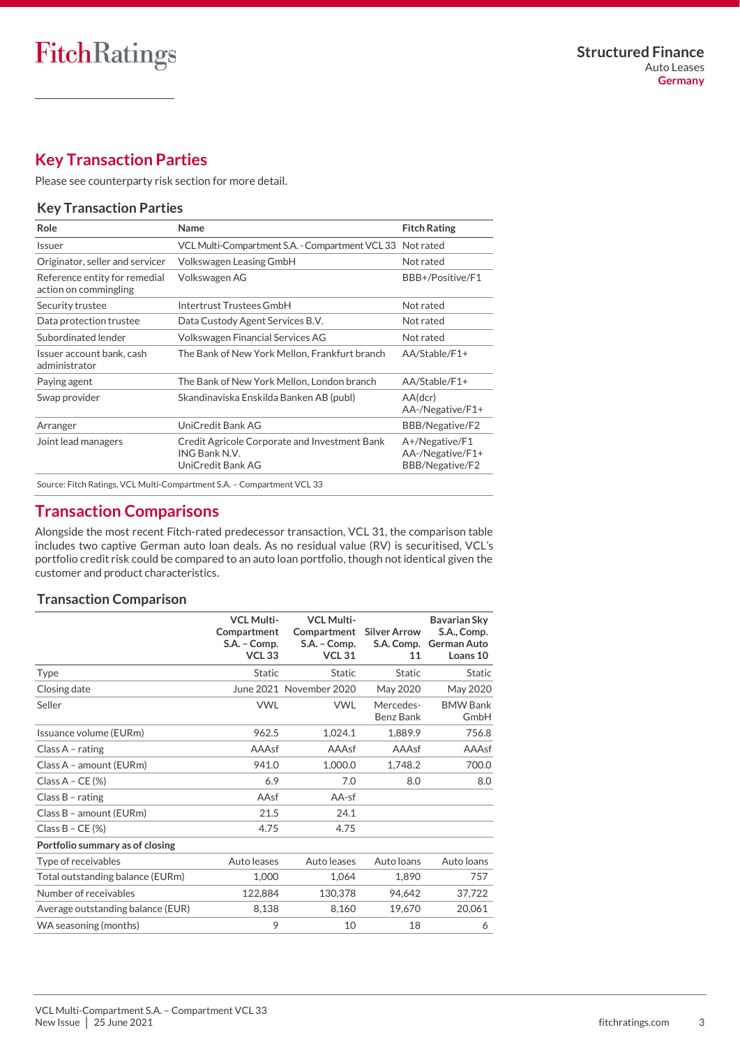## Key Transaction Parties

Please see counterparty risk section for more detail.

### Key Transaction Parties

| Role | Name | Fitch Rating |
|---|---|---|
| Issuer | VCL Multi-Compartment S.A. - Compartment VCL 33 | Not rated |
| Originator, seller and servicer | Volkswagen Leasing GmbH | Not rated |
| Reference entity for remedial action on commingling | Volkswagen AG | BBB+/Positive/F1 |
| Security trustee | Intertrust Trustees GmbH | Not rated |
| Data protection trustee | Data Custody Agent Services B.V. | Not rated |
| Subordinated lender | Volkswagen Financial Services AG | Not rated |
| Issuer account bank, cash administrator | The Bank of New York Mellon, Frankfurt branch | AA/Stable/F1+ |
| Paying agent | The Bank of New York Mellon, London branch | AA/Stable/F1+ |
| Swap provider | Skandinaviska Enskilda Banken AB (publ) | AA(dcr)<br>AA-/Negative/F1+ |
| Arranger | UniCredit Bank AG | BBB/Negative/F2 |
| Joint lead managers | Credit Agricole Corporate and Investment Bank<br>ING Bank N.V.<br>UniCredit Bank AG | A+/Negative/F1<br>AA-/Negative/F1+<br>BBB/Negative/F2 |

Source: Fitch Ratings, VCL Multi-Compartment S.A. – Compartment VCL 33

## Transaction Comparisons

Alongside the most recent Fitch-rated predecessor transaction, VCL 31, the comparison table includes two captive German auto loan deals. As no residual value (RV) is securitised, VCL's portfolio credit risk could be compared to an auto loan portfolio, though not identical given the customer and product characteristics.

### Transaction Comparison

| | VCL Multi-Compartment S.A. – Comp. VCL 33 | VCL Multi-Compartment S.A. – Comp. VCL 31 | Silver Arrow S.A. Comp. 11 | Bavarian Sky S.A., Comp. German Auto Loans 10 |
|---|---|---|---|---|
| Type | Static | Static | Static | Static |
| Closing date | June 2021 | November 2020 | May 2020 | May 2020 |
| Seller | VWL | VWL | Mercedes-Benz Bank | BMW Bank GmbH |
| Issuance volume (EURm) | 962.5 | 1,024.1 | 1,889.9 | 756.8 |
| Class A – rating | AAAsf | AAAsf | AAAsf | AAAsf |
| Class A – amount (EURm) | 941.0 | 1,000.0 | 1,748.2 | 700.0 |
| Class A – CE (%) | 6.9 | 7.0 | 8.0 | 8.0 |
| Class B – rating | AAsf | AA-sf | | |
| Class B – amount (EURm) | 21.5 | 24.1 | | |
| Class B – CE (%) | 4.75 | 4.75 | | |
| **Portfolio summary as of closing** | | | | |
| Type of receivables | Auto leases | Auto leases | Auto loans | Auto loans |
| Total outstanding balance (EURm) | 1,000 | 1,064 | 1,890 | 757 |
| Number of receivables | 122,884 | 130,378 | 94,642 | 37,722 |
| Average outstanding balance (EUR) | 8,138 | 8,160 | 19,670 | 20,061 |
| WA seasoning (months) | 9 | 10 | 18 | 6 |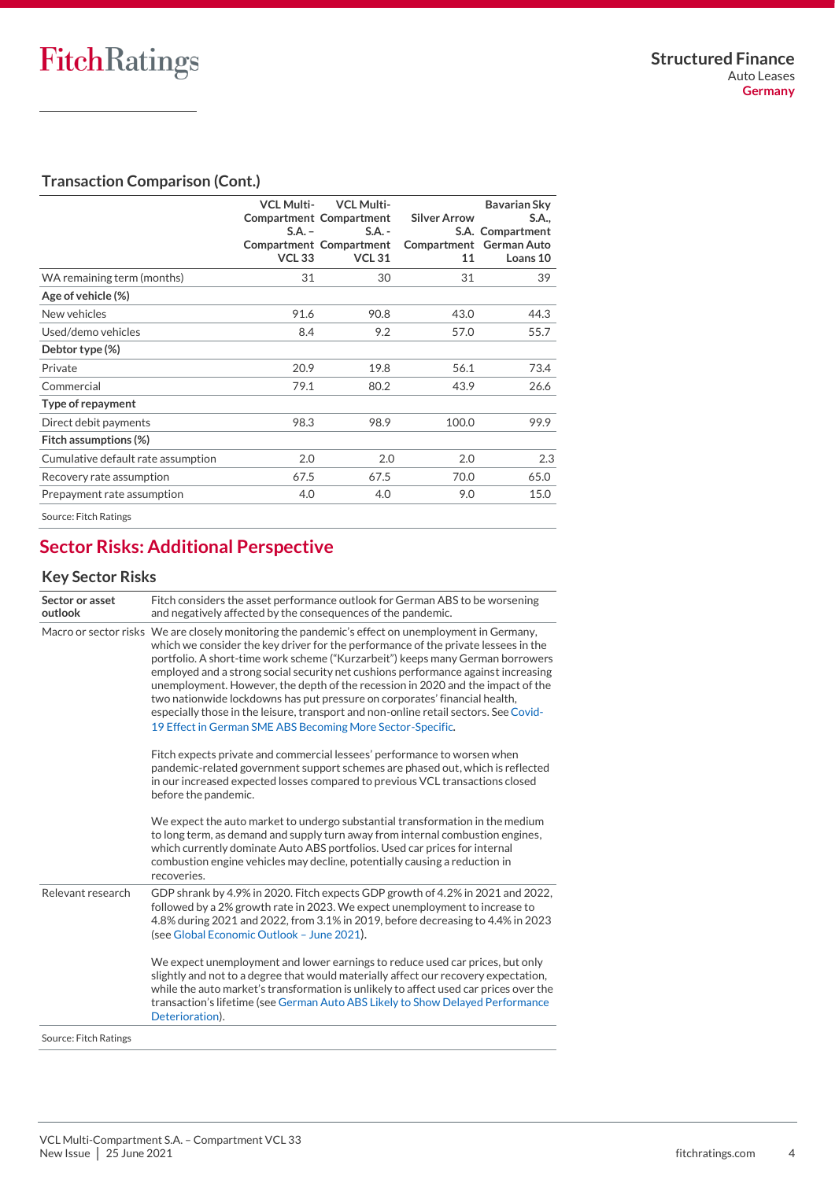## Transaction Comparison (Cont.)

| | VCL Multi-Compartment S.A. – Compartment VCL 33 | VCL Multi-Compartment S.A. - Compartment VCL 31 | Silver Arrow S.A. Compartment 11 | Bavarian Sky S.A., Compartment German Auto Loans 10 |
|---|---|---|---|---|
| WA remaining term (months) | 31 | 30 | 31 | 39 |
| **Age of vehicle (%)** | | | | |
| New vehicles | 91.6 | 90.8 | 43.0 | 44.3 |
| Used/demo vehicles | 8.4 | 9.2 | 57.0 | 55.7 |
| **Debtor type (%)** | | | | |
| Private | 20.9 | 19.8 | 56.1 | 73.4 |
| Commercial | 79.1 | 80.2 | 43.9 | 26.6 |
| **Type of repayment** | | | | |
| Direct debit payments | 98.3 | 98.9 | 100.0 | 99.9 |
| **Fitch assumptions (%)** | | | | |
| Cumulative default rate assumption | 2.0 | 2.0 | 2.0 | 2.3 |
| Recovery rate assumption | 67.5 | 67.5 | 70.0 | 65.0 |
| Prepayment rate assumption | 4.0 | 4.0 | 9.0 | 15.0 |

Source: Fitch Ratings

# Sector Risks: Additional Perspective

## Key Sector Risks

| | |
|---|---|
| **Sector or asset outlook** | Fitch considers the asset performance outlook for German ABS to be worsening and negatively affected by the consequences of the pandemic. |
| Macro or sector risks | We are closely monitoring the pandemic's effect on unemployment in Germany, which we consider the key driver for the performance of the private lessees in the portfolio. A short-time work scheme ("Kurzarbeit") keeps many German borrowers employed and a strong social security net cushions performance against increasing unemployment. However, the depth of the recession in 2020 and the impact of the two nationwide lockdowns has put pressure on corporates' financial health, especially those in the leisure, transport and non-online retail sectors. See Covid-19 Effect in German SME ABS Becoming More Sector-Specific.<br><br>Fitch expects private and commercial lessees' performance to worsen when pandemic-related government support schemes are phased out, which is reflected in our increased expected losses compared to previous VCL transactions closed before the pandemic.<br><br>We expect the auto market to undergo substantial transformation in the medium to long term, as demand and supply turn away from internal combustion engines, which currently dominate Auto ABS portfolios. Used car prices for internal combustion engine vehicles may decline, potentially causing a reduction in recoveries. |
| Relevant research | GDP shrank by 4.9% in 2020. Fitch expects GDP growth of 4.2% in 2021 and 2022, followed by a 2% growth rate in 2023. We expect unemployment to increase to 4.8% during 2021 and 2022, from 3.1% in 2019, before decreasing to 4.4% in 2023 (see Global Economic Outlook – June 2021).<br><br>We expect unemployment and lower earnings to reduce used car prices, but only slightly and not to a degree that would materially affect our recovery expectation, while the auto market's transformation is unlikely to affect used car prices over the transaction's lifetime (see German Auto ABS Likely to Show Delayed Performance Deterioration). |

Source: Fitch Ratings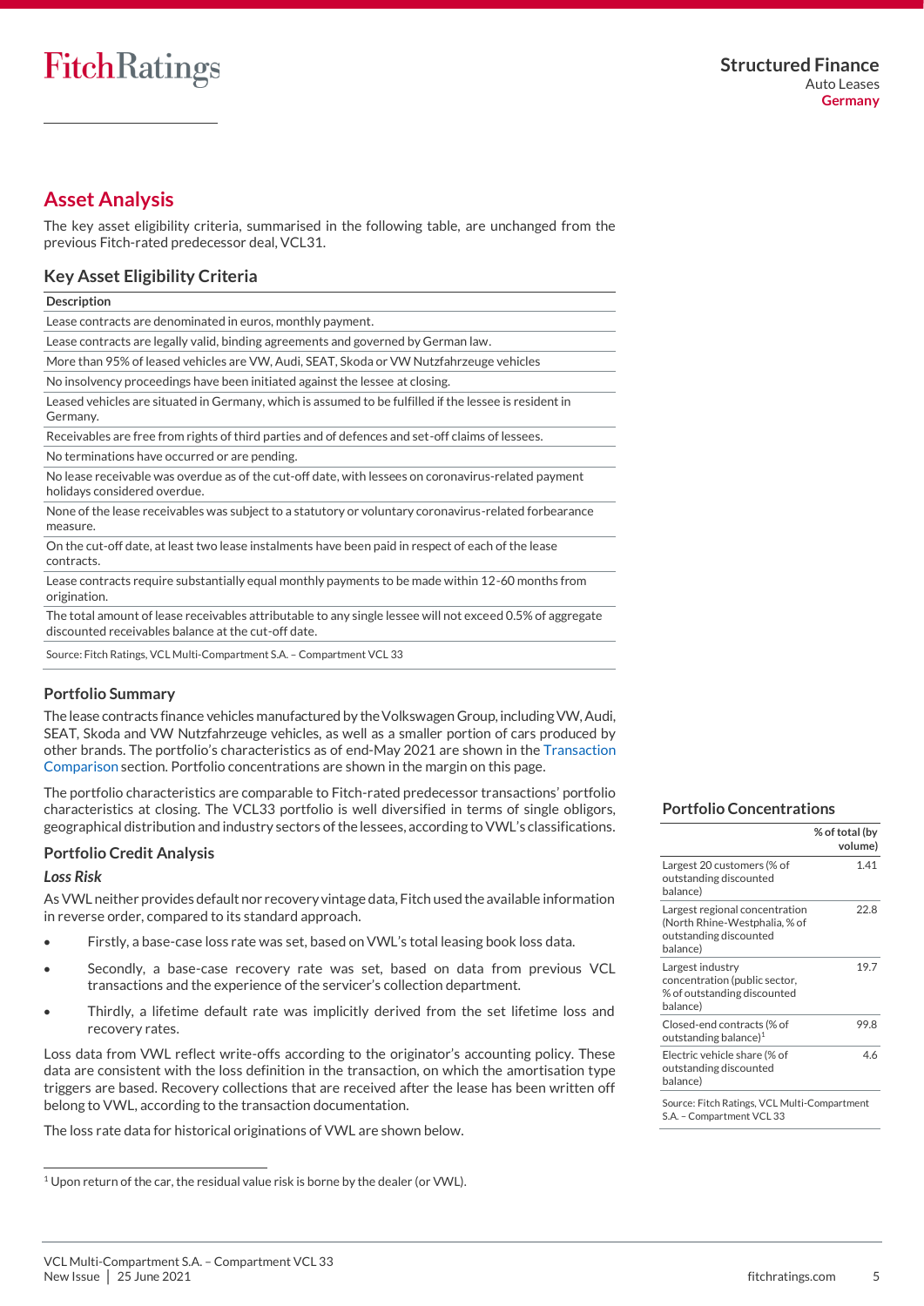## Asset Analysis

The key asset eligibility criteria, summarised in the following table, are unchanged from the previous Fitch-rated predecessor deal, VCL31.

### Key Asset Eligibility Criteria

| Description |
|---|
| Lease contracts are denominated in euros, monthly payment. |
| Lease contracts are legally valid, binding agreements and governed by German law. |
| More than 95% of leased vehicles are VW, Audi, SEAT, Skoda or VW Nutzfahrzeuge vehicles |
| No insolvency proceedings have been initiated against the lessee at closing. |
| Leased vehicles are situated in Germany, which is assumed to be fulfilled if the lessee is resident in Germany. |
| Receivables are free from rights of third parties and of defences and set-off claims of lessees. |
| No terminations have occurred or are pending. |
| No lease receivable was overdue as of the cut-off date, with lessees on coronavirus-related payment holidays considered overdue. |
| None of the lease receivables was subject to a statutory or voluntary coronavirus-related forbearance measure. |
| On the cut-off date, at least two lease instalments have been paid in respect of each of the lease contracts. |
| Lease contracts require substantially equal monthly payments to be made within 12-60 months from origination. |
| The total amount of lease receivables attributable to any single lessee will not exceed 0.5% of aggregate discounted receivables balance at the cut-off date. |

Source: Fitch Ratings, VCL Multi-Compartment S.A. – Compartment VCL 33

### Portfolio Summary

The lease contracts finance vehicles manufactured by the Volkswagen Group, including VW, Audi, SEAT, Skoda and VW Nutzfahrzeuge vehicles, as well as a smaller portion of cars produced by other brands. The portfolio's characteristics as of end-May 2021 are shown in the Transaction Comparison section. Portfolio concentrations are shown in the margin on this page.

The portfolio characteristics are comparable to Fitch-rated predecessor transactions' portfolio characteristics at closing. The VCL33 portfolio is well diversified in terms of single obligors, geographical distribution and industry sectors of the lessees, according to VWL's classifications.

### Portfolio Concentrations

| | % of total (by volume) |
|---|---|
| Largest 20 customers (% of outstanding discounted balance) | 1.41 |
| Largest regional concentration (North Rhine-Westphalia, % of outstanding discounted balance) | 22.8 |
| Largest industry concentration (public sector, % of outstanding discounted balance) | 19.7 |
| Closed-end contracts (% of outstanding balance)[1] | 99.8 |
| Electric vehicle share (% of outstanding discounted balance) | 4.6 |

Source: Fitch Ratings, VCL Multi-Compartment S.A. – Compartment VCL 33

### Portfolio Credit Analysis

#### *Loss Risk*

As VWL neither provides default nor recovery vintage data, Fitch used the available information in reverse order, compared to its standard approach.

- Firstly, a base-case loss rate was set, based on VWL's total leasing book loss data.
- Secondly, a base-case recovery rate was set, based on data from previous VCL transactions and the experience of the servicer's collection department.
- Thirdly, a lifetime default rate was implicitly derived from the set lifetime loss and recovery rates.

Loss data from VWL reflect write-offs according to the originator's accounting policy. These data are consistent with the loss definition in the transaction, on which the amortisation type triggers are based. Recovery collections that are received after the lease has been written off belong to VWL, according to the transaction documentation.

The loss rate data for historical originations of VWL are shown below.

[1] Upon return of the car, the residual value risk is borne by the dealer (or VWL).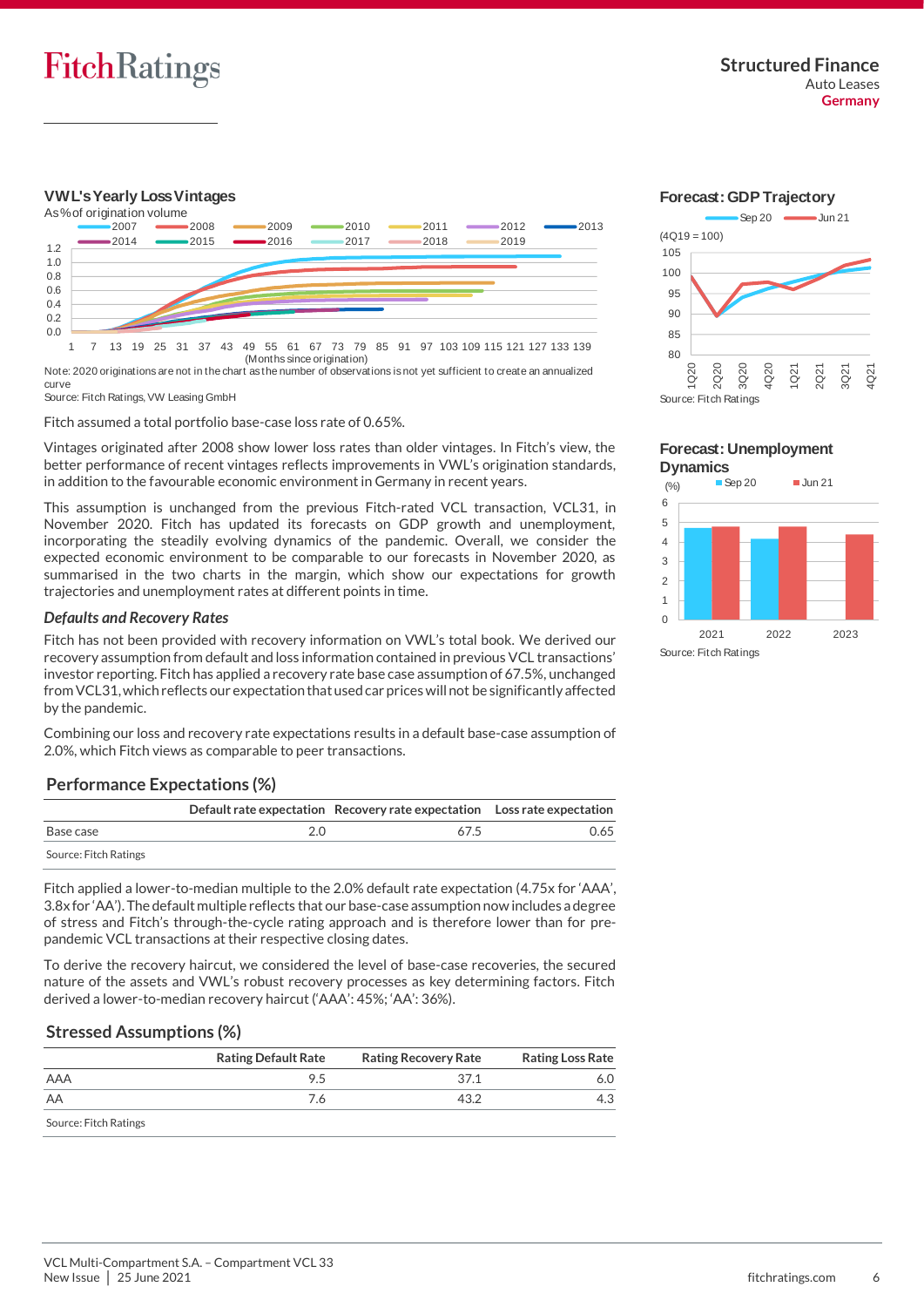### VWL's Yearly Loss Vintages

As % of origination volume

Note: 2020 originations are not in the chart as the number of observations is not yet sufficient to create an annualized curve

Source: Fitch Ratings, VW Leasing GmbH

Fitch assumed a total portfolio base-case loss rate of 0.65%.

Vintages originated after 2008 show lower loss rates than older vintages. In Fitch's view, the better performance of recent vintages reflects improvements in VWL's origination standards, in addition to the favourable economic environment in Germany in recent years.

This assumption is unchanged from the previous Fitch-rated VCL transaction, VCL31, in November 2020. Fitch has updated its forecasts on GDP growth and unemployment, incorporating the steadily evolving dynamics of the pandemic. Overall, we consider the expected economic environment to be comparable to our forecasts in November 2020, as summarised in the two charts in the margin, which show our expectations for growth trajectories and unemployment rates at different points in time.

### *Defaults and Recovery Rates*

Fitch has not been provided with recovery information on VWL's total book. We derived our recovery assumption from default and loss information contained in previous VCL transactions' investor reporting. Fitch has applied a recovery rate base case assumption of 67.5%, unchanged from VCL31, which reflects our expectation that used car prices will not be significantly affected by the pandemic.

Combining our loss and recovery rate expectations results in a default base-case assumption of 2.0%, which Fitch views as comparable to peer transactions.

### Performance Expectations (%)

| | Default rate expectation | Recovery rate expectation | Loss rate expectation |
|---|---|---|---|
| Base case | 2.0 | 67.5 | 0.65 |

Source: Fitch Ratings

Fitch applied a lower-to-median multiple to the 2.0% default rate expectation (4.75x for 'AAA', 3.8x for 'AA'). The default multiple reflects that our base-case assumption now includes a degree of stress and Fitch's through-the-cycle rating approach and is therefore lower than for pre-pandemic VCL transactions at their respective closing dates.

To derive the recovery haircut, we considered the level of base-case recoveries, the secured nature of the assets and VWL's robust recovery processes as key determining factors. Fitch derived a lower-to-median recovery haircut ('AAA': 45%; 'AA': 36%).

### Stressed Assumptions (%)

| | Rating Default Rate | Rating Recovery Rate | Rating Loss Rate |
|---|---|---|---|
| AAA | 9.5 | 37.1 | 6.0 |
| AA | 7.6 | 43.2 | 4.3 |

Source: Fitch Ratings

### Forecast: GDP Trajectory

(4Q19 = 100)

Source: Fitch Ratings

### Forecast: Unemployment Dynamics

Source: Fitch Ratings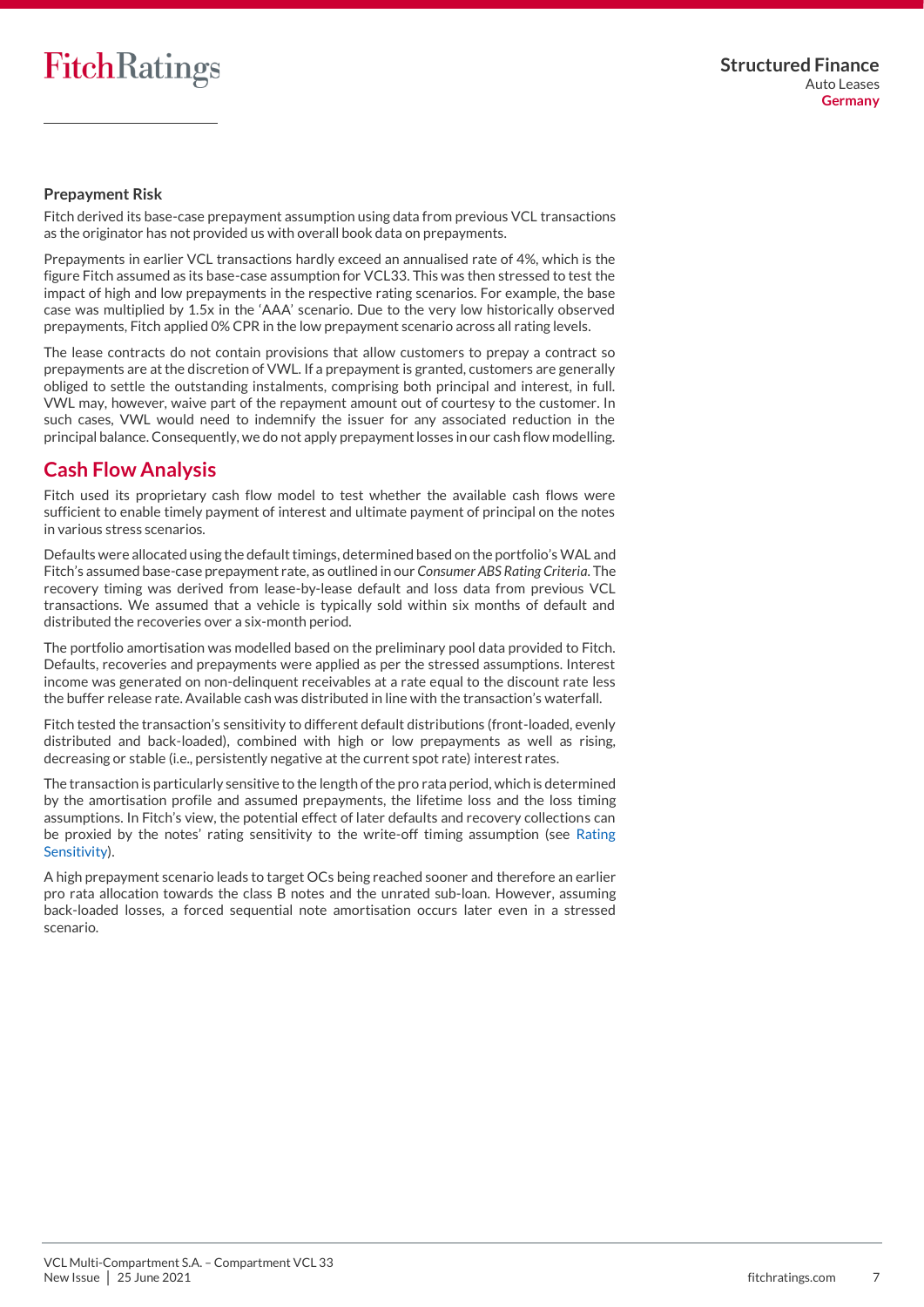### Prepayment Risk

Fitch derived its base-case prepayment assumption using data from previous VCL transactions as the originator has not provided us with overall book data on prepayments.

Prepayments in earlier VCL transactions hardly exceed an annualised rate of 4%, which is the figure Fitch assumed as its base-case assumption for VCL33. This was then stressed to test the impact of high and low prepayments in the respective rating scenarios. For example, the base case was multiplied by 1.5x in the 'AAA' scenario. Due to the very low historically observed prepayments, Fitch applied 0% CPR in the low prepayment scenario across all rating levels.

The lease contracts do not contain provisions that allow customers to prepay a contract so prepayments are at the discretion of VWL. If a prepayment is granted, customers are generally obliged to settle the outstanding instalments, comprising both principal and interest, in full. VWL may, however, waive part of the repayment amount out of courtesy to the customer. In such cases, VWL would need to indemnify the issuer for any associated reduction in the principal balance. Consequently, we do not apply prepayment losses in our cash flow modelling.

## Cash Flow Analysis

Fitch used its proprietary cash flow model to test whether the available cash flows were sufficient to enable timely payment of interest and ultimate payment of principal on the notes in various stress scenarios.

Defaults were allocated using the default timings, determined based on the portfolio's WAL and Fitch's assumed base-case prepayment rate, as outlined in our *Consumer ABS Rating Criteria*. The recovery timing was derived from lease-by-lease default and loss data from previous VCL transactions. We assumed that a vehicle is typically sold within six months of default and distributed the recoveries over a six-month period.

The portfolio amortisation was modelled based on the preliminary pool data provided to Fitch. Defaults, recoveries and prepayments were applied as per the stressed assumptions. Interest income was generated on non-delinquent receivables at a rate equal to the discount rate less the buffer release rate. Available cash was distributed in line with the transaction's waterfall.

Fitch tested the transaction's sensitivity to different default distributions (front-loaded, evenly distributed and back-loaded), combined with high or low prepayments as well as rising, decreasing or stable (i.e., persistently negative at the current spot rate) interest rates.

The transaction is particularly sensitive to the length of the pro rata period, which is determined by the amortisation profile and assumed prepayments, the lifetime loss and the loss timing assumptions. In Fitch's view, the potential effect of later defaults and recovery collections can be proxied by the notes' rating sensitivity to the write-off timing assumption (see Rating Sensitivity).

A high prepayment scenario leads to target OCs being reached sooner and therefore an earlier pro rata allocation towards the class B notes and the unrated sub-loan. However, assuming back-loaded losses, a forced sequential note amortisation occurs later even in a stressed scenario.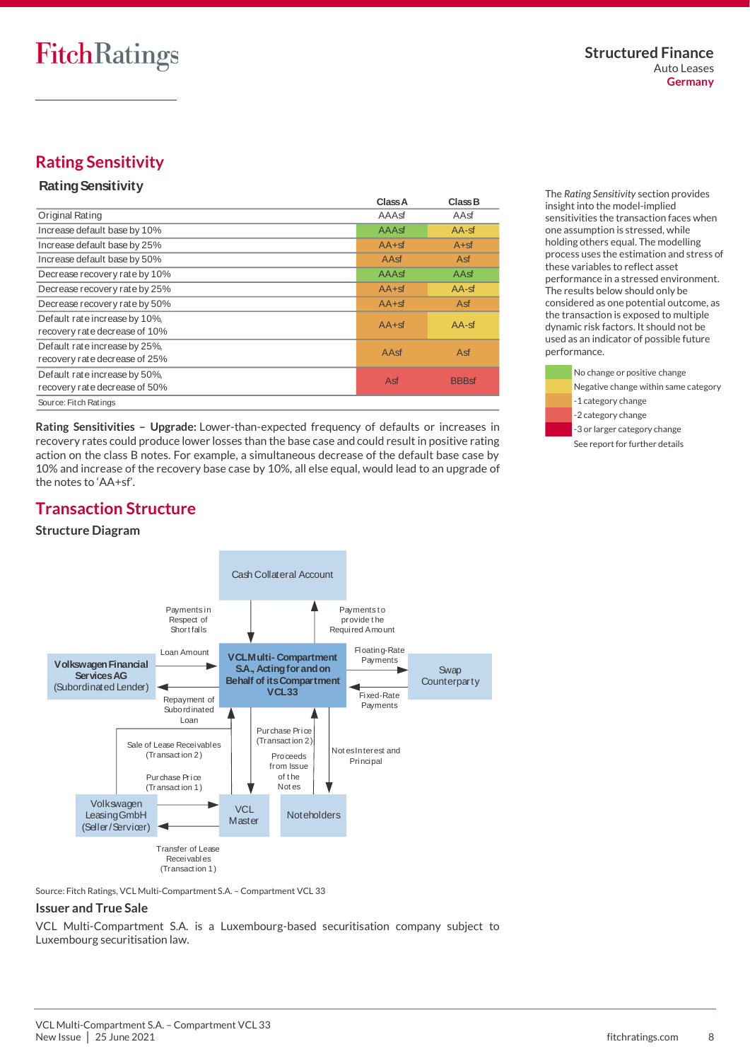## Rating Sensitivity

### Rating Sensitivity

| | Class A | Class B |
|---|---|---|
| Original Rating | AAAsf | AAsf |
| Increase default base by 10% | AAAsf | AA-sf |
| Increase default base by 25% | AA+sf | A+sf |
| Increase default base by 50% | AAsf | Asf |
| Decrease recovery rate by 10% | AAAsf | AAsf |
| Decrease recovery rate by 25% | AA+sf | AA-sf |
| Decrease recovery rate by 50% | AA+sf | Asf |
| Default rate increase by 10%, recovery rate decrease of 10% | AA+sf | AA-sf |
| Default rate increase by 25%, recovery rate decrease of 25% | AAsf | Asf |
| Default rate increase by 50%, recovery rate decrease of 50% | Asf | BBBsf |

Source: Fitch Ratings

The *Rating Sensitivity* section provides insight into the model-implied sensitivities the transaction faces when one assumption is stressed, while holding others equal. The modelling process uses the estimation and stress of these variables to reflect asset performance in a stressed environment. The results below should only be considered as one potential outcome, as the transaction is exposed to multiple dynamic risk factors. It should not be used as an indicator of possible future performance.

- No change or positive change
- Negative change within same category
- -1 category change
- -2 category change
- -3 or larger category change

See report for further details

**Rating Sensitivities – Upgrade:** Lower-than-expected frequency of defaults or increases in recovery rates could produce lower losses than the base case and could result in positive rating action on the class B notes. For example, a simultaneous decrease of the default base case by 10% and increase of the recovery base case by 10%, all else equal, would lead to an upgrade of the notes to 'AA+sf'.

## Transaction Structure

### Structure Diagram

Cash Collateral Account

Payments in Respect of Shortfalls | Payments to provide the Required Amount

Volkswagen Financial Services AG (Subordinated Lender) — Loan Amount → VCL Multi-Compartment S.A., Acting for and on Behalf of its Compartment VCL33; Repayment of Subordinated Loan →

Floating-Rate Payments → Swap Counterparty; Fixed-Rate Payments →

Sale of Lease Receivables (Transaction 2) | Purchase Price (Transaction 2) | Proceeds from Issue of the Notes | Notes Interest and Principal

Volkswagen Leasing GmbH (Seller/Servicer) — Purchase Price (Transaction 1) / Transfer of Lease Receivables (Transaction 1) — VCL Master

Noteholders

Source: Fitch Ratings, VCL Multi-Compartment S.A. – Compartment VCL 33

### Issuer and True Sale

VCL Multi-Compartment S.A. is a Luxembourg-based securitisation company subject to Luxembourg securitisation law.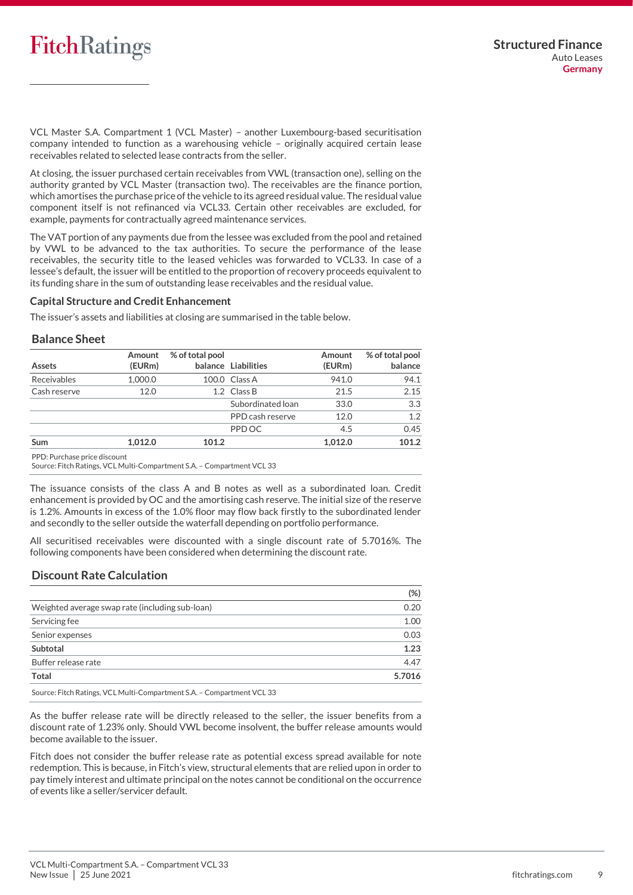VCL Master S.A. Compartment 1 (VCL Master) – another Luxembourg-based securitisation company intended to function as a warehousing vehicle – originally acquired certain lease receivables related to selected lease contracts from the seller.

At closing, the issuer purchased certain receivables from VWL (transaction one), selling on the authority granted by VCL Master (transaction two). The receivables are the finance portion, which amortises the purchase price of the vehicle to its agreed residual value. The residual value component itself is not refinanced via VCL33. Certain other receivables are excluded, for example, payments for contractually agreed maintenance services.

The VAT portion of any payments due from the lessee was excluded from the pool and retained by VWL to be advanced to the tax authorities. To secure the performance of the lease receivables, the security title to the leased vehicles was forwarded to VCL33. In case of a lessee's default, the issuer will be entitled to the proportion of recovery proceeds equivalent to its funding share in the sum of outstanding lease receivables and the residual value.

### Capital Structure and Credit Enhancement

The issuer's assets and liabilities at closing are summarised in the table below.

#### Balance Sheet

| Assets | Amount (EURm) | % of total pool balance | Liabilities | Amount (EURm) | % of total pool balance |
|---|---|---|---|---|---|
| Receivables | 1,000.0 | 100.0 | Class A | 941.0 | 94.1 |
| Cash reserve | 12.0 | 1.2 | Class B | 21.5 | 2.15 |
| | | | Subordinated loan | 33.0 | 3.3 |
| | | | PPD cash reserve | 12.0 | 1.2 |
| | | | PPD OC | 4.5 | 0.45 |
| **Sum** | **1,012.0** | **101.2** | | **1,012.0** | **101.2** |

PPD: Purchase price discount
Source: Fitch Ratings, VCL Multi-Compartment S.A. – Compartment VCL 33

The issuance consists of the class A and B notes as well as a subordinated loan. Credit enhancement is provided by OC and the amortising cash reserve. The initial size of the reserve is 1.2%. Amounts in excess of the 1.0% floor may flow back firstly to the subordinated lender and secondly to the seller outside the waterfall depending on portfolio performance.

All securitised receivables were discounted with a single discount rate of 5.7016%. The following components have been considered when determining the discount rate.

#### Discount Rate Calculation

| | (%) |
|---|---|
| Weighted average swap rate (including sub-loan) | 0.20 |
| Servicing fee | 1.00 |
| Senior expenses | 0.03 |
| **Subtotal** | **1.23** |
| Buffer release rate | 4.47 |
| **Total** | **5.7016** |

Source: Fitch Ratings, VCL Multi-Compartment S.A. – Compartment VCL 33

As the buffer release rate will be directly released to the seller, the issuer benefits from a discount rate of 1.23% only. Should VWL become insolvent, the buffer release amounts would become available to the issuer.

Fitch does not consider the buffer release rate as potential excess spread available for note redemption. This is because, in Fitch's view, structural elements that are relied upon in order to pay timely interest and ultimate principal on the notes cannot be conditional on the occurrence of events like a seller/servicer default.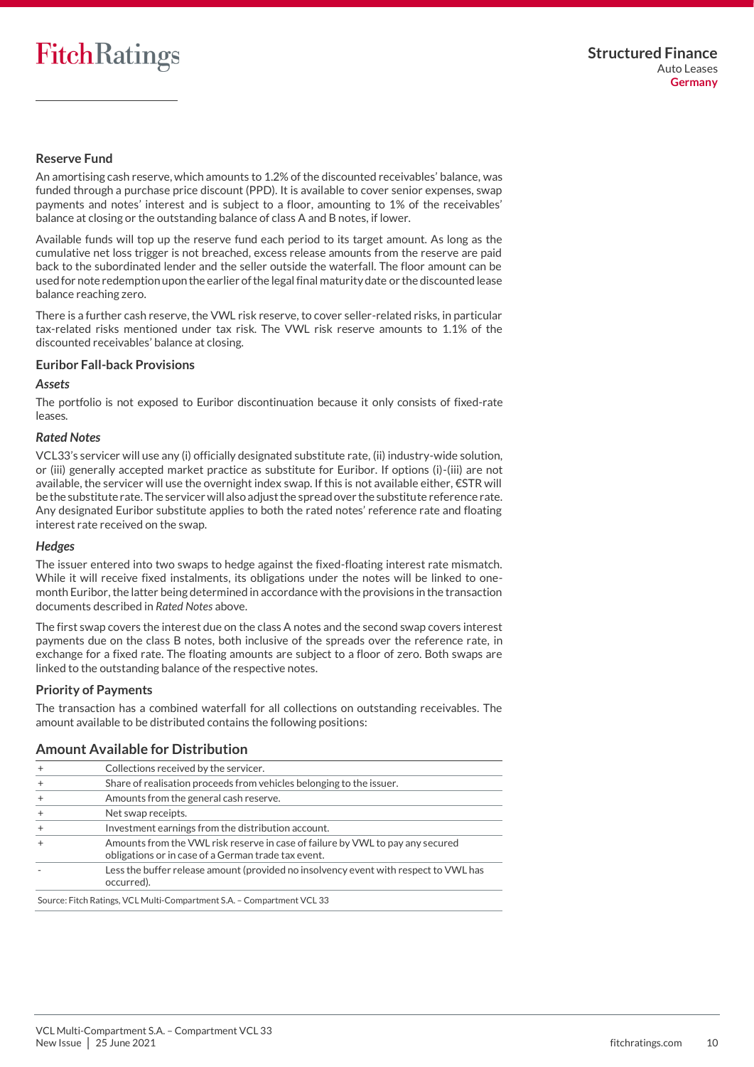## Reserve Fund

An amortising cash reserve, which amounts to 1.2% of the discounted receivables' balance, was funded through a purchase price discount (PPD). It is available to cover senior expenses, swap payments and notes' interest and is subject to a floor, amounting to 1% of the receivables' balance at closing or the outstanding balance of class A and B notes, if lower.

Available funds will top up the reserve fund each period to its target amount. As long as the cumulative net loss trigger is not breached, excess release amounts from the reserve are paid back to the subordinated lender and the seller outside the waterfall. The floor amount can be used for note redemption upon the earlier of the legal final maturity date or the discounted lease balance reaching zero.

There is a further cash reserve, the VWL risk reserve, to cover seller-related risks, in particular tax-related risks mentioned under tax risk. The VWL risk reserve amounts to 1.1% of the discounted receivables' balance at closing.

## Euribor Fall-back Provisions

### *Assets*

The portfolio is not exposed to Euribor discontinuation because it only consists of fixed-rate leases.

### *Rated Notes*

VCL33's servicer will use any (i) officially designated substitute rate, (ii) industry-wide solution, or (iii) generally accepted market practice as substitute for Euribor. If options (i)-(iii) are not available, the servicer will use the overnight index swap. If this is not available either, €STR will be the substitute rate. The servicer will also adjust the spread over the substitute reference rate. Any designated Euribor substitute applies to both the rated notes' reference rate and floating interest rate received on the swap.

### *Hedges*

The issuer entered into two swaps to hedge against the fixed-floating interest rate mismatch. While it will receive fixed instalments, its obligations under the notes will be linked to one-month Euribor, the latter being determined in accordance with the provisions in the transaction documents described in *Rated Notes* above.

The first swap covers the interest due on the class A notes and the second swap covers interest payments due on the class B notes, both inclusive of the spreads over the reference rate, in exchange for a fixed rate. The floating amounts are subject to a floor of zero. Both swaps are linked to the outstanding balance of the respective notes.

## Priority of Payments

The transaction has a combined waterfall for all collections on outstanding receivables. The amount available to be distributed contains the following positions:

### Amount Available for Distribution

| | |
|---|---|
| + | Collections received by the servicer. |
| + | Share of realisation proceeds from vehicles belonging to the issuer. |
| + | Amounts from the general cash reserve. |
| + | Net swap receipts. |
| + | Investment earnings from the distribution account. |
| + | Amounts from the VWL risk reserve in case of failure by VWL to pay any secured obligations or in case of a German trade tax event. |
| - | Less the buffer release amount (provided no insolvency event with respect to VWL has occurred). |

Source: Fitch Ratings, VCL Multi-Compartment S.A. – Compartment VCL 33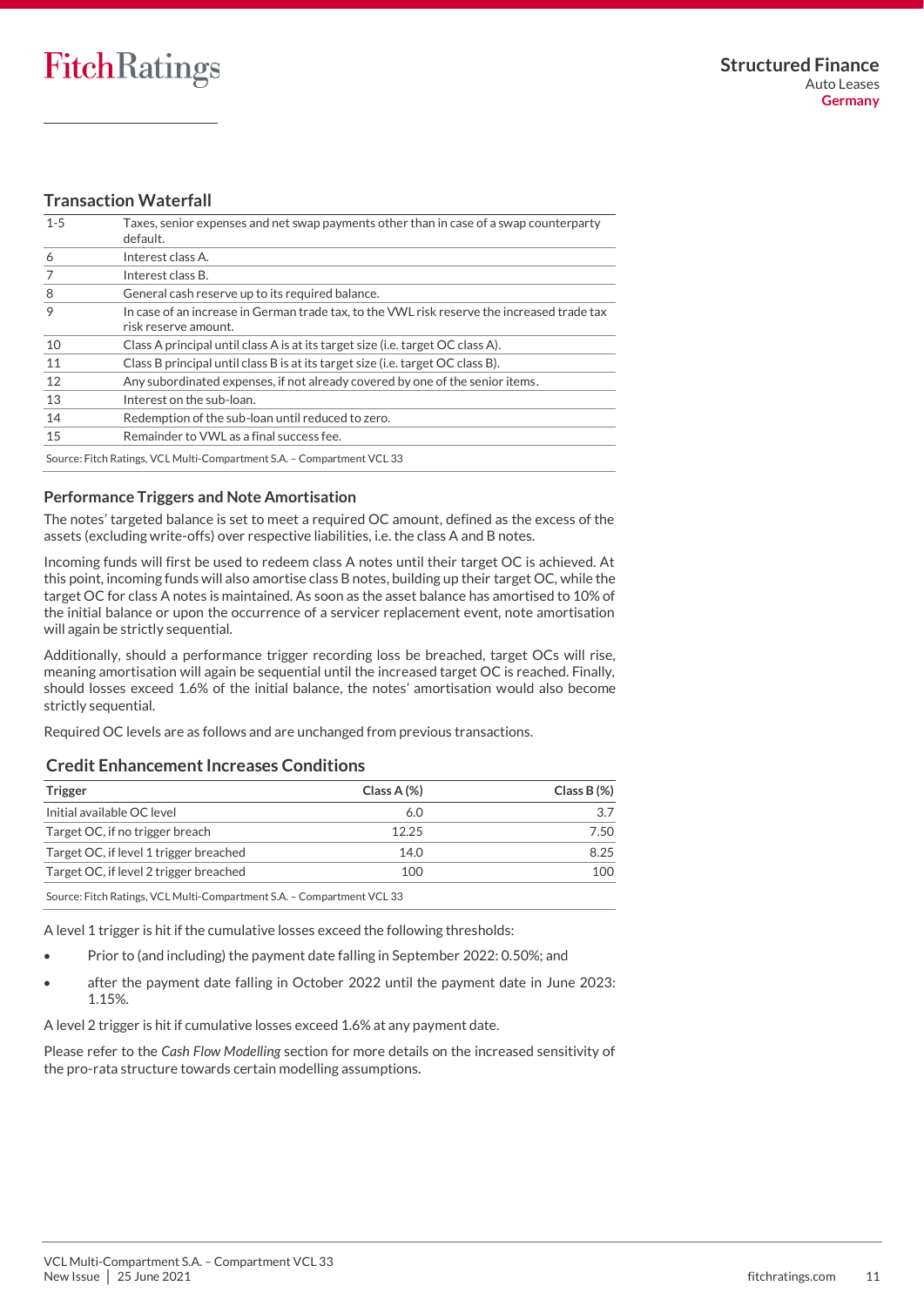## Transaction Waterfall

| | |
|---|---|
| 1-5 | Taxes, senior expenses and net swap payments other than in case of a swap counterparty default. |
| 6 | Interest class A. |
| 7 | Interest class B. |
| 8 | General cash reserve up to its required balance. |
| 9 | In case of an increase in German trade tax, to the VWL risk reserve the increased trade tax risk reserve amount. |
| 10 | Class A principal until class A is at its target size (i.e. target OC class A). |
| 11 | Class B principal until class B is at its target size (i.e. target OC class B). |
| 12 | Any subordinated expenses, if not already covered by one of the senior items. |
| 13 | Interest on the sub-loan. |
| 14 | Redemption of the sub-loan until reduced to zero. |
| 15 | Remainder to VWL as a final success fee. |

Source: Fitch Ratings, VCL Multi-Compartment S.A. – Compartment VCL 33

### Performance Triggers and Note Amortisation

The notes' targeted balance is set to meet a required OC amount, defined as the excess of the assets (excluding write-offs) over respective liabilities, i.e. the class A and B notes.

Incoming funds will first be used to redeem class A notes until their target OC is achieved. At this point, incoming funds will also amortise class B notes, building up their target OC, while the target OC for class A notes is maintained. As soon as the asset balance has amortised to 10% of the initial balance or upon the occurrence of a servicer replacement event, note amortisation will again be strictly sequential.

Additionally, should a performance trigger recording loss be breached, target OCs will rise, meaning amortisation will again be sequential until the increased target OC is reached. Finally, should losses exceed 1.6% of the initial balance, the notes' amortisation would also become strictly sequential.

Required OC levels are as follows and are unchanged from previous transactions.

## Credit Enhancement Increases Conditions

| Trigger | Class A (%) | Class B (%) |
|---|---|---|
| Initial available OC level | 6.0 | 3.7 |
| Target OC, if no trigger breach | 12.25 | 7.50 |
| Target OC, if level 1 trigger breached | 14.0 | 8.25 |
| Target OC, if level 2 trigger breached | 100 | 100 |

Source: Fitch Ratings, VCL Multi-Compartment S.A. – Compartment VCL 33

A level 1 trigger is hit if the cumulative losses exceed the following thresholds:

- Prior to (and including) the payment date falling in September 2022: 0.50%; and
- after the payment date falling in October 2022 until the payment date in June 2023: 1.15%.

A level 2 trigger is hit if cumulative losses exceed 1.6% at any payment date.

Please refer to the *Cash Flow Modelling* section for more details on the increased sensitivity of the pro-rata structure towards certain modelling assumptions.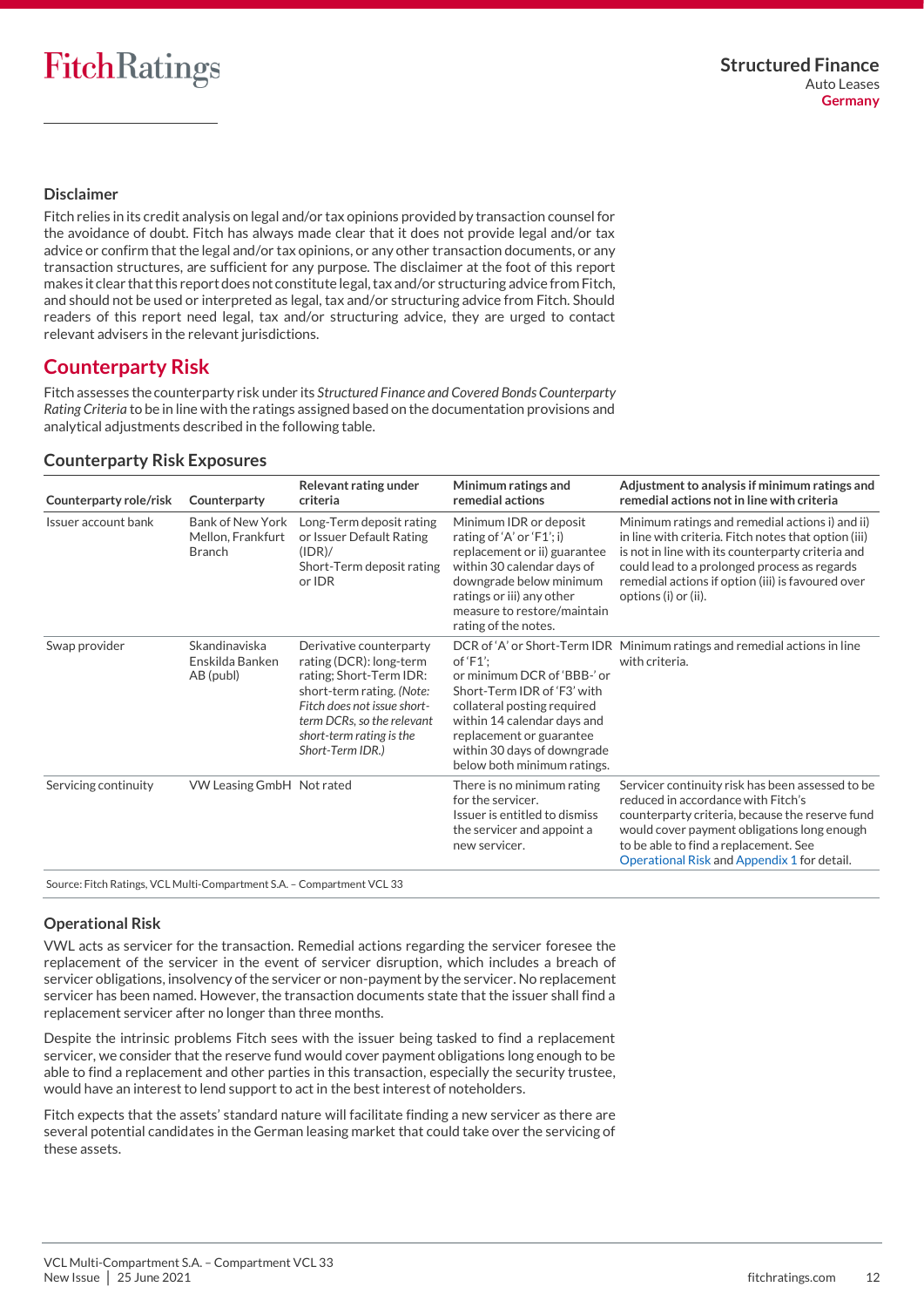### Disclaimer

Fitch relies in its credit analysis on legal and/or tax opinions provided by transaction counsel for the avoidance of doubt. Fitch has always made clear that it does not provide legal and/or tax advice or confirm that the legal and/or tax opinions, or any other transaction documents, or any transaction structures, are sufficient for any purpose. The disclaimer at the foot of this report makes it clear that this report does not constitute legal, tax and/or structuring advice from Fitch, and should not be used or interpreted as legal, tax and/or structuring advice from Fitch. Should readers of this report need legal, tax and/or structuring advice, they are urged to contact relevant advisers in the relevant jurisdictions.

## Counterparty Risk

Fitch assesses the counterparty risk under its *Structured Finance and Covered Bonds Counterparty Rating Criteria* to be in line with the ratings assigned based on the documentation provisions and analytical adjustments described in the following table.

### Counterparty Risk Exposures

| Counterparty role/risk | Counterparty | Relevant rating under criteria | Minimum ratings and remedial actions | Adjustment to analysis if minimum ratings and remedial actions not in line with criteria |
|---|---|---|---|---|
| Issuer account bank | Bank of New York Mellon, Frankfurt Branch | Long-Term deposit rating or Issuer Default Rating (IDR)/ Short-Term deposit rating or IDR | Minimum IDR or deposit rating of 'A' or 'F1'; i) replacement or ii) guarantee within 30 calendar days of downgrade below minimum ratings or iii) any other measure to restore/maintain rating of the notes. | Minimum ratings and remedial actions i) and ii) in line with criteria. Fitch notes that option (iii) is not in line with its counterparty criteria and could lead to a prolonged process as regards remedial actions if option (iii) is favoured over options (i) or (ii). |
| Swap provider | Skandinaviska Enskilda Banken AB (publ) | Derivative counterparty rating (DCR): long-term rating; Short-Term IDR: short-term rating. *(Note: Fitch does not issue short-term DCRs, so the relevant short-term rating is the Short-Term IDR.)* | DCR of 'A' or Short-Term IDR of 'F1'; or minimum DCR of 'BBB-' or Short-Term IDR of 'F3' with collateral posting required within 14 calendar days and replacement or guarantee within 30 days of downgrade below both minimum ratings. | Minimum ratings and remedial actions in line with criteria. |
| Servicing continuity | VW Leasing GmbH | Not rated | There is no minimum rating for the servicer. Issuer is entitled to dismiss the servicer and appoint a new servicer. | Servicer continuity risk has been assessed to be reduced in accordance with Fitch's counterparty criteria, because the reserve fund would cover payment obligations long enough to be able to find a replacement. See Operational Risk and Appendix 1 for detail. |

Source: Fitch Ratings, VCL Multi-Compartment S.A. – Compartment VCL 33

### Operational Risk

VWL acts as servicer for the transaction. Remedial actions regarding the servicer foresee the replacement of the servicer in the event of servicer disruption, which includes a breach of servicer obligations, insolvency of the servicer or non-payment by the servicer. No replacement servicer has been named. However, the transaction documents state that the issuer shall find a replacement servicer after no longer than three months.

Despite the intrinsic problems Fitch sees with the issuer being tasked to find a replacement servicer, we consider that the reserve fund would cover payment obligations long enough to be able to find a replacement and other parties in this transaction, especially the security trustee, would have an interest to lend support to act in the best interest of noteholders.

Fitch expects that the assets' standard nature will facilitate finding a new servicer as there are several potential candidates in the German leasing market that could take over the servicing of these assets.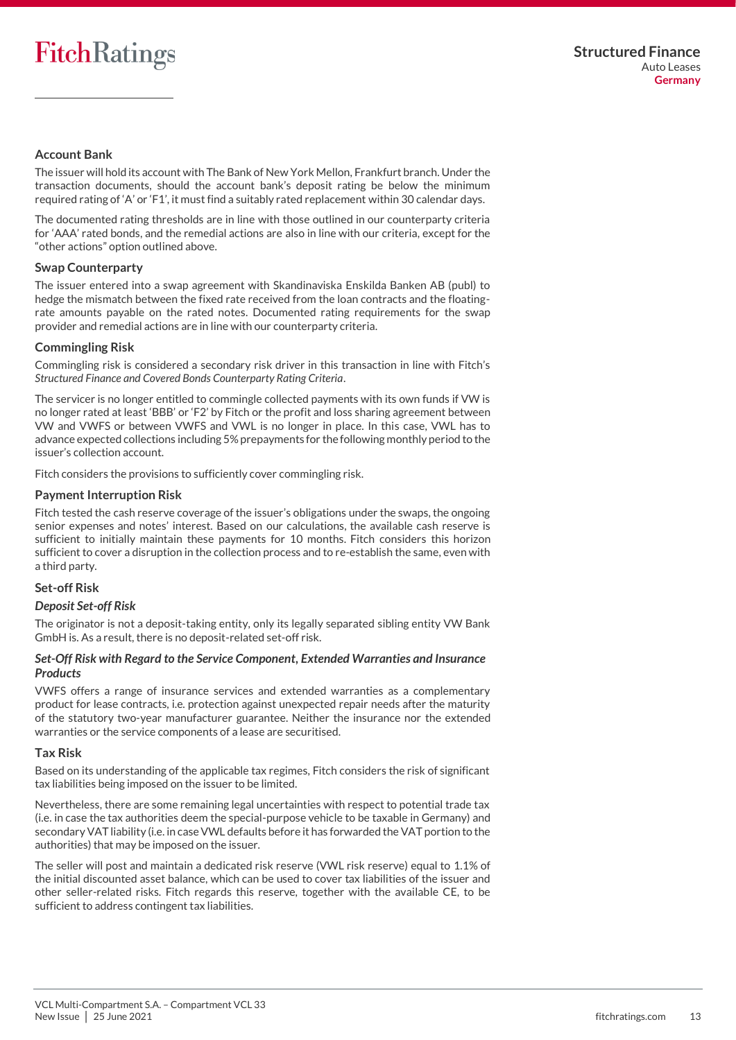### Account Bank

The issuer will hold its account with The Bank of New York Mellon, Frankfurt branch. Under the transaction documents, should the account bank's deposit rating be below the minimum required rating of 'A' or 'F1', it must find a suitably rated replacement within 30 calendar days.

The documented rating thresholds are in line with those outlined in our counterparty criteria for 'AAA' rated bonds, and the remedial actions are also in line with our criteria, except for the "other actions" option outlined above.

### Swap Counterparty

The issuer entered into a swap agreement with Skandinaviska Enskilda Banken AB (publ) to hedge the mismatch between the fixed rate received from the loan contracts and the floating-rate amounts payable on the rated notes. Documented rating requirements for the swap provider and remedial actions are in line with our counterparty criteria.

### Commingling Risk

Commingling risk is considered a secondary risk driver in this transaction in line with Fitch's *Structured Finance and Covered Bonds Counterparty Rating Criteria*.

The servicer is no longer entitled to commingle collected payments with its own funds if VW is no longer rated at least 'BBB' or 'F2' by Fitch or the profit and loss sharing agreement between VW and VWFS or between VWFS and VWL is no longer in place. In this case, VWL has to advance expected collections including 5% prepayments for the following monthly period to the issuer's collection account.

Fitch considers the provisions to sufficiently cover commingling risk.

### Payment Interruption Risk

Fitch tested the cash reserve coverage of the issuer's obligations under the swaps, the ongoing senior expenses and notes' interest. Based on our calculations, the available cash reserve is sufficient to initially maintain these payments for 10 months. Fitch considers this horizon sufficient to cover a disruption in the collection process and to re-establish the same, even with a third party.

### Set-off Risk

#### *Deposit Set-off Risk*

The originator is not a deposit-taking entity, only its legally separated sibling entity VW Bank GmbH is. As a result, there is no deposit-related set-off risk.

#### *Set-Off Risk with Regard to the Service Component, Extended Warranties and Insurance Products*

VWFS offers a range of insurance services and extended warranties as a complementary product for lease contracts, i.e. protection against unexpected repair needs after the maturity of the statutory two-year manufacturer guarantee. Neither the insurance nor the extended warranties or the service components of a lease are securitised.

### Tax Risk

Based on its understanding of the applicable tax regimes, Fitch considers the risk of significant tax liabilities being imposed on the issuer to be limited.

Nevertheless, there are some remaining legal uncertainties with respect to potential trade tax (i.e. in case the tax authorities deem the special-purpose vehicle to be taxable in Germany) and secondary VAT liability (i.e. in case VWL defaults before it has forwarded the VAT portion to the authorities) that may be imposed on the issuer.

The seller will post and maintain a dedicated risk reserve (VWL risk reserve) equal to 1.1% of the initial discounted asset balance, which can be used to cover tax liabilities of the issuer and other seller-related risks. Fitch regards this reserve, together with the available CE, to be sufficient to address contingent tax liabilities.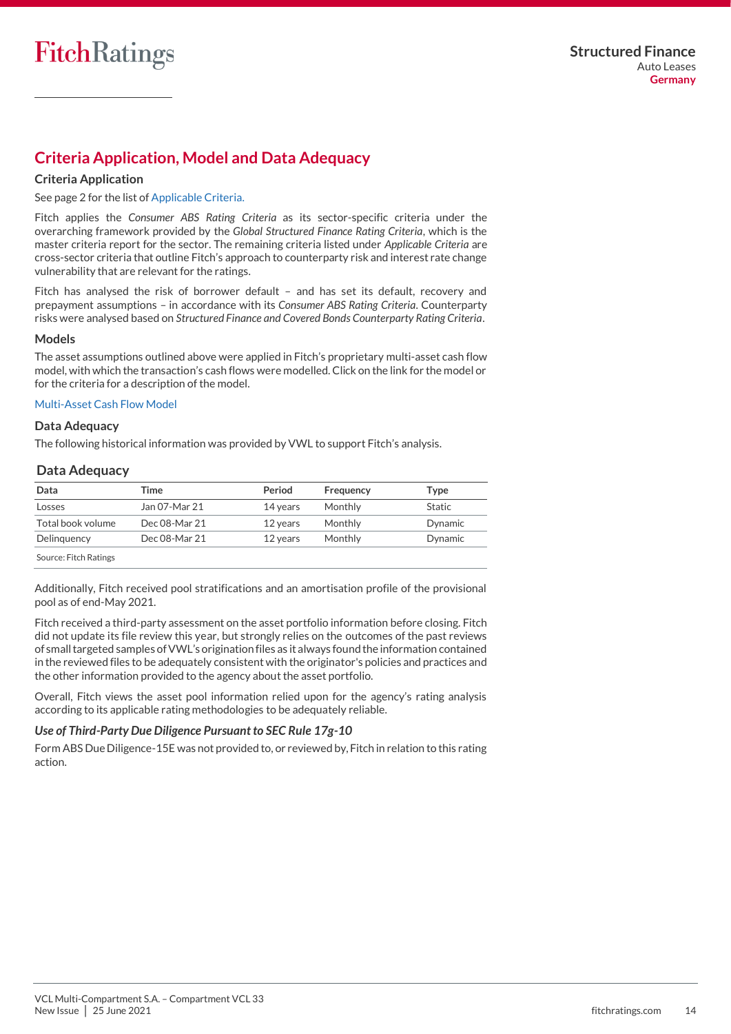## Criteria Application, Model and Data Adequacy

### Criteria Application

See page 2 for the list of Applicable Criteria.

Fitch applies the *Consumer ABS Rating Criteria* as its sector-specific criteria under the overarching framework provided by the *Global Structured Finance Rating Criteria*, which is the master criteria report for the sector. The remaining criteria listed under *Applicable Criteria* are cross-sector criteria that outline Fitch's approach to counterparty risk and interest rate change vulnerability that are relevant for the ratings.

Fitch has analysed the risk of borrower default – and has set its default, recovery and prepayment assumptions – in accordance with its *Consumer ABS Rating Criteria*. Counterparty risks were analysed based on *Structured Finance and Covered Bonds Counterparty Rating Criteria*.

### Models

The asset assumptions outlined above were applied in Fitch's proprietary multi-asset cash flow model, with which the transaction's cash flows were modelled. Click on the link for the model or for the criteria for a description of the model.

Multi-Asset Cash Flow Model

### Data Adequacy

The following historical information was provided by VWL to support Fitch's analysis.

**Data Adequacy**

| Data | Time | Period | Frequency | Type |
|---|---|---|---|---|
| Losses | Jan 07-Mar 21 | 14 years | Monthly | Static |
| Total book volume | Dec 08-Mar 21 | 12 years | Monthly | Dynamic |
| Delinquency | Dec 08-Mar 21 | 12 years | Monthly | Dynamic |

Source: Fitch Ratings

Additionally, Fitch received pool stratifications and an amortisation profile of the provisional pool as of end-May 2021.

Fitch received a third-party assessment on the asset portfolio information before closing. Fitch did not update its file review this year, but strongly relies on the outcomes of the past reviews of small targeted samples of VWL's origination files as it always found the information contained in the reviewed files to be adequately consistent with the originator's policies and practices and the other information provided to the agency about the asset portfolio.

Overall, Fitch views the asset pool information relied upon for the agency's rating analysis according to its applicable rating methodologies to be adequately reliable.

#### *Use of Third-Party Due Diligence Pursuant to SEC Rule 17g-10*

Form ABS Due Diligence-15E was not provided to, or reviewed by, Fitch in relation to this rating action.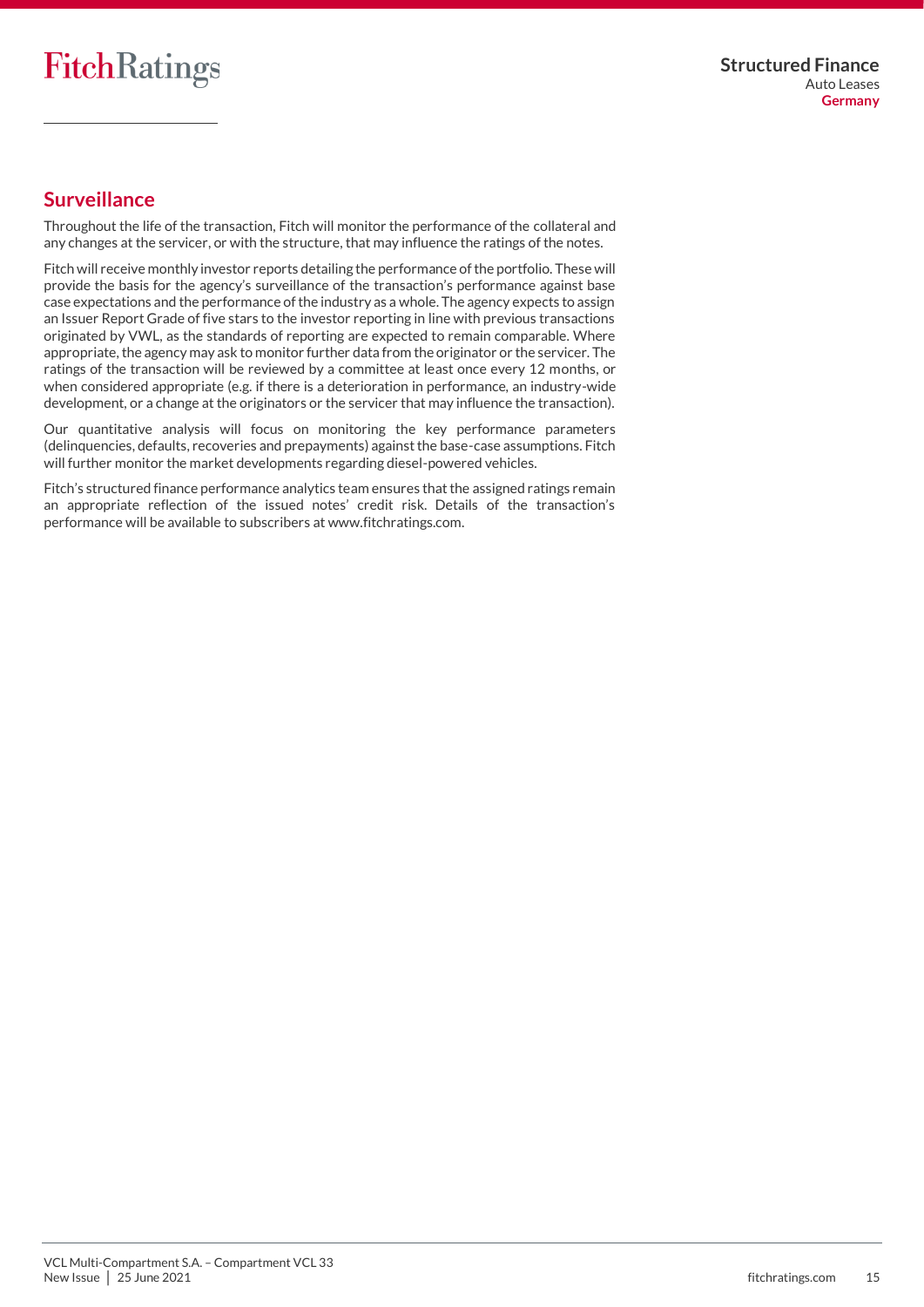## Surveillance

Throughout the life of the transaction, Fitch will monitor the performance of the collateral and any changes at the servicer, or with the structure, that may influence the ratings of the notes.

Fitch will receive monthly investor reports detailing the performance of the portfolio. These will provide the basis for the agency's surveillance of the transaction's performance against base case expectations and the performance of the industry as a whole. The agency expects to assign an Issuer Report Grade of five stars to the investor reporting in line with previous transactions originated by VWL, as the standards of reporting are expected to remain comparable. Where appropriate, the agency may ask to monitor further data from the originator or the servicer. The ratings of the transaction will be reviewed by a committee at least once every 12 months, or when considered appropriate (e.g. if there is a deterioration in performance, an industry-wide development, or a change at the originators or the servicer that may influence the transaction).

Our quantitative analysis will focus on monitoring the key performance parameters (delinquencies, defaults, recoveries and prepayments) against the base-case assumptions. Fitch will further monitor the market developments regarding diesel-powered vehicles.

Fitch's structured finance performance analytics team ensures that the assigned ratings remain an appropriate reflection of the issued notes' credit risk. Details of the transaction's performance will be available to subscribers at www.fitchratings.com.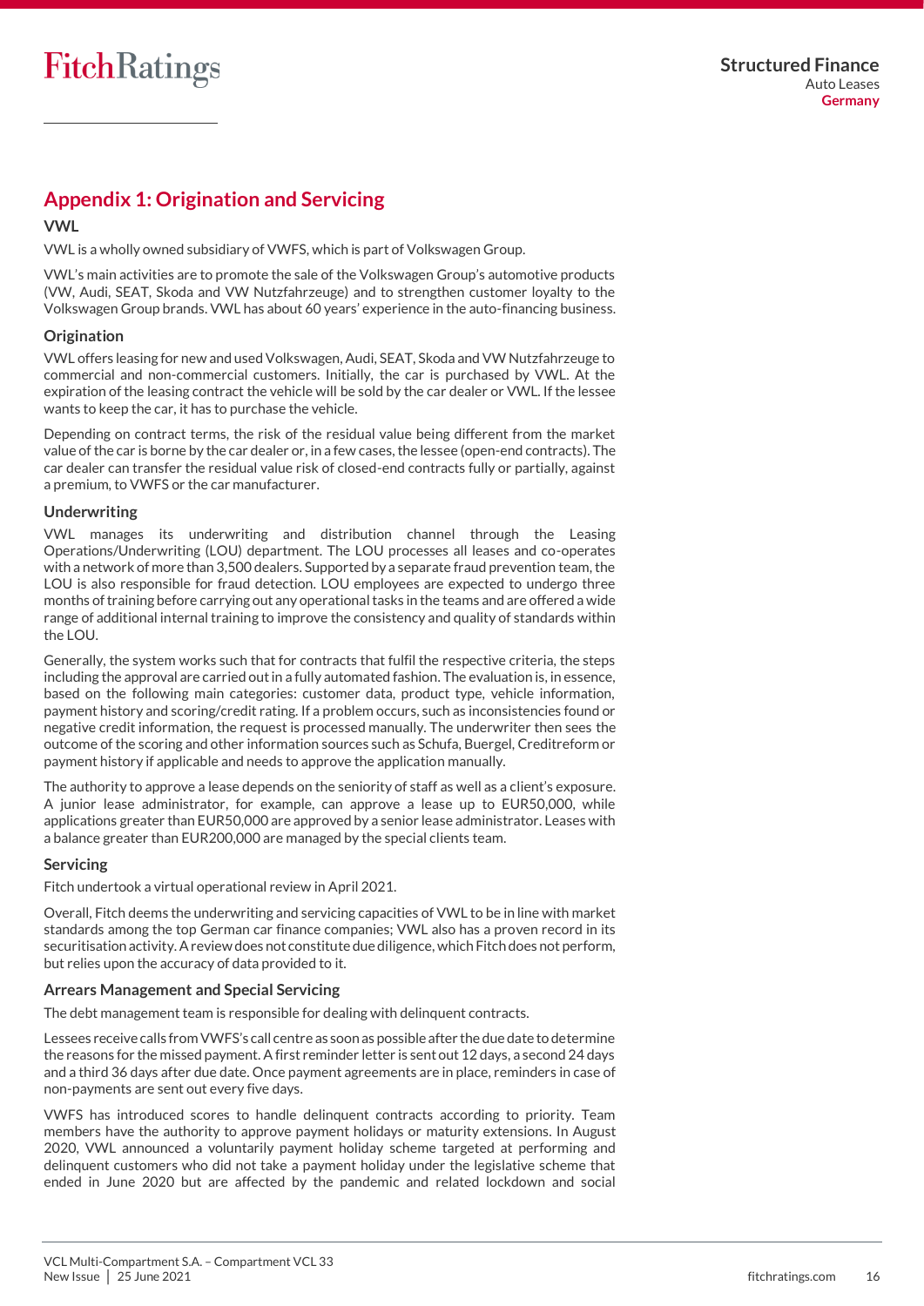## Appendix 1: Origination and Servicing

### VWL

VWL is a wholly owned subsidiary of VWFS, which is part of Volkswagen Group.

VWL's main activities are to promote the sale of the Volkswagen Group's automotive products (VW, Audi, SEAT, Skoda and VW Nutzfahrzeuge) and to strengthen customer loyalty to the Volkswagen Group brands. VWL has about 60 years' experience in the auto-financing business.

### Origination

VWL offers leasing for new and used Volkswagen, Audi, SEAT, Skoda and VW Nutzfahrzeuge to commercial and non-commercial customers. Initially, the car is purchased by VWL. At the expiration of the leasing contract the vehicle will be sold by the car dealer or VWL. If the lessee wants to keep the car, it has to purchase the vehicle.

Depending on contract terms, the risk of the residual value being different from the market value of the car is borne by the car dealer or, in a few cases, the lessee (open-end contracts). The car dealer can transfer the residual value risk of closed-end contracts fully or partially, against a premium, to VWFS or the car manufacturer.

### Underwriting

VWL manages its underwriting and distribution channel through the Leasing Operations/Underwriting (LOU) department. The LOU processes all leases and co-operates with a network of more than 3,500 dealers. Supported by a separate fraud prevention team, the LOU is also responsible for fraud detection. LOU employees are expected to undergo three months of training before carrying out any operational tasks in the teams and are offered a wide range of additional internal training to improve the consistency and quality of standards within the LOU.

Generally, the system works such that for contracts that fulfil the respective criteria, the steps including the approval are carried out in a fully automated fashion. The evaluation is, in essence, based on the following main categories: customer data, product type, vehicle information, payment history and scoring/credit rating. If a problem occurs, such as inconsistencies found or negative credit information, the request is processed manually. The underwriter then sees the outcome of the scoring and other information sources such as Schufa, Buergel, Creditreform or payment history if applicable and needs to approve the application manually.

The authority to approve a lease depends on the seniority of staff as well as a client's exposure. A junior lease administrator, for example, can approve a lease up to EUR50,000, while applications greater than EUR50,000 are approved by a senior lease administrator. Leases with a balance greater than EUR200,000 are managed by the special clients team.

### Servicing

Fitch undertook a virtual operational review in April 2021.

Overall, Fitch deems the underwriting and servicing capacities of VWL to be in line with market standards among the top German car finance companies; VWL also has a proven record in its securitisation activity. A review does not constitute due diligence, which Fitch does not perform, but relies upon the accuracy of data provided to it.

### Arrears Management and Special Servicing

The debt management team is responsible for dealing with delinquent contracts.

Lessees receive calls from VWFS's call centre as soon as possible after the due date to determine the reasons for the missed payment. A first reminder letter is sent out 12 days, a second 24 days and a third 36 days after due date. Once payment agreements are in place, reminders in case of non-payments are sent out every five days.

VWFS has introduced scores to handle delinquent contracts according to priority. Team members have the authority to approve payment holidays or maturity extensions. In August 2020, VWL announced a voluntarily payment holiday scheme targeted at performing and delinquent customers who did not take a payment holiday under the legislative scheme that ended in June 2020 but are affected by the pandemic and related lockdown and social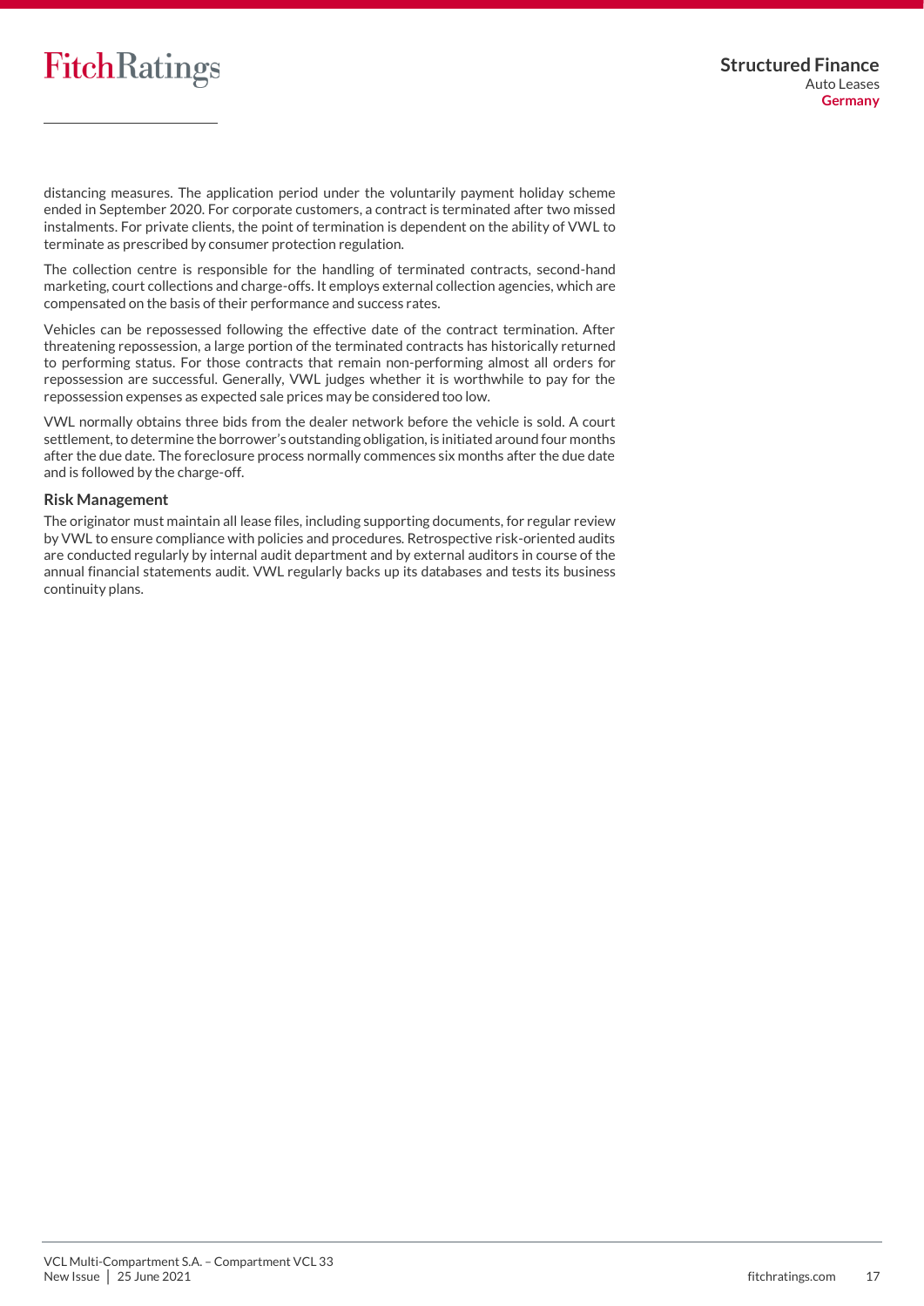distancing measures. The application period under the voluntarily payment holiday scheme ended in September 2020. For corporate customers, a contract is terminated after two missed instalments. For private clients, the point of termination is dependent on the ability of VWL to terminate as prescribed by consumer protection regulation.

The collection centre is responsible for the handling of terminated contracts, second-hand marketing, court collections and charge-offs. It employs external collection agencies, which are compensated on the basis of their performance and success rates.

Vehicles can be repossessed following the effective date of the contract termination. After threatening repossession, a large portion of the terminated contracts has historically returned to performing status. For those contracts that remain non-performing almost all orders for repossession are successful. Generally, VWL judges whether it is worthwhile to pay for the repossession expenses as expected sale prices may be considered too low.

VWL normally obtains three bids from the dealer network before the vehicle is sold. A court settlement, to determine the borrower's outstanding obligation, is initiated around four months after the due date. The foreclosure process normally commences six months after the due date and is followed by the charge-off.

### Risk Management

The originator must maintain all lease files, including supporting documents, for regular review by VWL to ensure compliance with policies and procedures. Retrospective risk-oriented audits are conducted regularly by internal audit department and by external auditors in course of the annual financial statements audit. VWL regularly backs up its databases and tests its business continuity plans.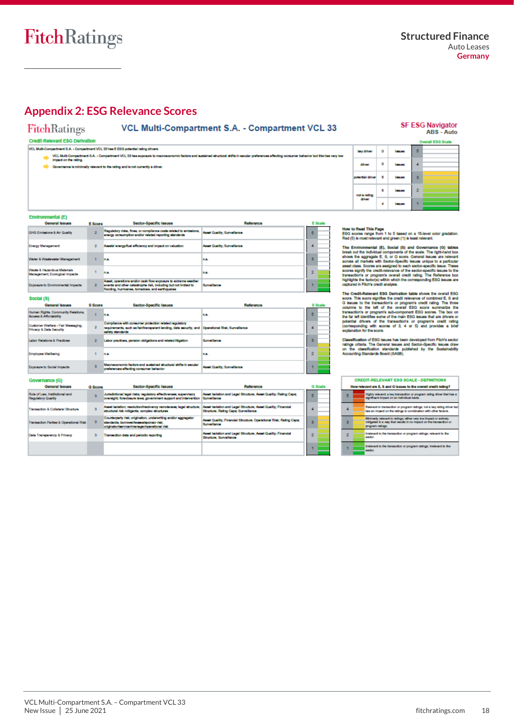## Appendix 2: ESG Relevance Scores

**FitchRatings** — **VCL Multi-Compartment S.A. - Compartment VCL 33**

**SF ESG Navigator**
ABS - Auto

### Credit-Relevant ESG Derivation

VCL Multi-Compartment S.A. - Compartment VCL 33 has 5 ESG potential rating drivers

- VCL Multi-Compartment S.A. - Compartment VCL 33 has exposure to macroeconomic factors and sustained structural shifts in secular preferences affecting consumer behavior but this has very low impact on the rating
- Governance is minimally relevant to the rating and is not currently a driver.

| | | | Overall ESG Scale |
|---|---|---|---|
| key driver | 0 | issues | 5 |
| driver | 0 | issues | 4 |
| potential driver | 5 | issues | 3 |
| not a rating driver | 5 | issues | 2 |
| | 4 | issues | 1 |

### Environmental (E)

| General Issues | E Score | Sector-Specific Issues | Reference | E Scale |
|---|---|---|---|---|
| GHG Emissions & Air Quality | 2 | Regulatory risks, fines, or compliance costs related to emissions, energy consumption and/or related reporting standards | Asset Quality; Surveillance | 5 |
| Energy Management | 2 | Assets' energy/fuel efficiency and impact on valuation | Asset Quality; Surveillance | 4 |
| Water & Wastewater Management | 1 | n.a. | n.a. | 3 |
| Waste & Hazardous Materials Management; Ecological Impacts | 1 | n.a. | n.a. | 2 |
| Exposure to Environmental Impacts | 2 | Asset, operations and/or cash flow exposure to extreme weather events and other catastrophe risk, including but not limited to flooding, hurricanes, tornadoes, and earthquakes | Surveillance | 1 |

### Social (S)

| General Issues | S Score | Sector-Specific Issues | Reference | S Scale |
|---|---|---|---|---|
| Human Rights, Community Relations, Access & Affordability | 1 | n.a. | n.a. | 5 |
| Customer Welfare - Fair Messaging, Privacy & Data Security | 2 | Compliance with consumer protection related regulatory requirements, such as fair/transparent lending, data security, and safety standards | Operational Risk; Surveillance | 4 |
| Labor Relations & Practices | 2 | Labor practices, pension obligations and related litigation | Surveillance | 3 |
| Employee Wellbeing | 1 | n.a. | n.a. | 2 |
| Exposure to Social Impacts | 3 | Macroeconomic factors and sustained structural shifts in secular preferences affecting consumer behavior | Asset Quality; Surveillance | 1 |

### Governance (G)

| General Issues | G Score | Sector-Specific Issues | Reference | G Scale |
|---|---|---|---|---|
| Rule of Law, Institutional and Regulatory Quality | 3 | Jurisdictional legal risks; regulatory effectiveness; supervisory oversight; foreclosure laws; government support and intervention | Asset Isolation and Legal Structure; Asset Quality; Rating Caps; Surveillance | 5 |
| Transaction & Collateral Structure | 3 | Asset isolation; resolution/insolvency remoteness; legal structure; structural risk mitigants; complex structures | Asset Isolation and Legal Structure; Asset Quality; Financial Structure; Rating Caps; Surveillance | 4 |
| Transaction Parties & Operational Risk | 3 | Counterparty risk; origination, underwriting and/or aggregator standards; borrower/lessee/sponsor risk; originator/servicer/manager/operational risk | Asset Quality; Financial Structure; Operational Risk; Rating Caps; Surveillance | 3 |
| Data Transparency & Privacy | 3 | Transaction data and periodic reporting | Asset Isolation and Legal Structure; Asset Quality; Financial Structure; Surveillance | 2 |
| | | | | 1 |

**How to Read This Page**
ESG scores range from 1 to 5 based on a 15-level color gradation. Red (5) is most relevant and green (1) is least relevant.

**The Environmental (E), Social (S) and Governance (G) tables** break out the individual components of the scale. The right-hand box shows the aggregate E, S, or G score. General Issues are relevant across all markets with Sector-Specific Issues unique to a particular asset class. Scores are assigned to each sector-specific issue. These scores signify the credit-relevance of the sector-specific issues to the transaction's or program's overall credit rating. The Reference box highlights the factor(s) within which the corresponding ESG issues are captured in Fitch's credit analysis.

**The Credit-Relevant ESG Derivation table** shows the overall ESG score. This score signifies the credit relevance of combined E, S and G issues to the transaction's or program's credit rating. The three columns to the left of the overall ESG score summarize the transaction's or program's sub-component ESG scores. The box on the far left identifies some of the main ESG issues that are drivers or potential drivers of the transaction's or program's credit rating (corresponding with scores of 3, 4 or 5) and provides a brief explanation for the score.

**Classification** of ESG issues has been developed from Fitch's sector ratings criteria. The General Issues and Sector-Specific Issues draw on the classification standards published by the Sustainability Accounting Standards Board (SASB).

**CREDIT-RELEVANT ESG SCALE - DEFINITIONS**

How relevant are E, S and G issues to the overall credit rating?

| Score | Definition |
|---|---|
| 5 | Highly relevant; a key transaction or program rating driver that has a significant impact on an individual basis. |
| 4 | Relevant to transaction or program ratings; not a key rating driver but has an impact on the ratings in combination with other factors. |
| 3 | Minimally relevant to ratings; either very low impact or actively mitigated in a way that results in no impact on the transaction or program ratings. |
| 2 | Irrelevant to the transaction or program ratings; relevant to the sector. |
| 1 | Irrelevant to the transaction or program ratings; irrelevant to the sector. |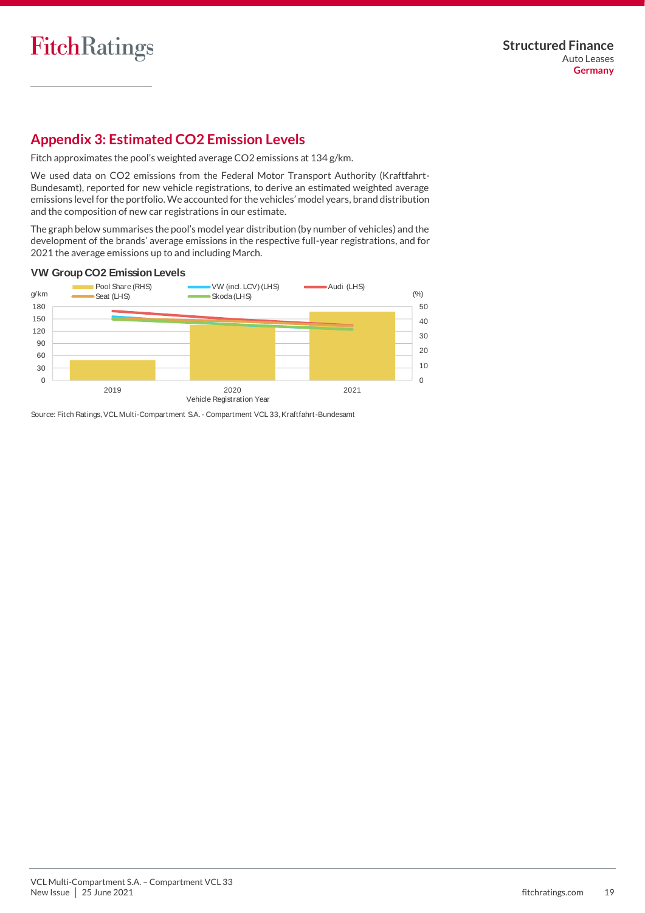## Appendix 3: Estimated $CO_2$ Emission Levels

Fitch approximates the pool's weighted average $CO_2$ emissions at 134 g/km.

We used data on $CO_2$ emissions from the Federal Motor Transport Authority (Kraftfahrt-Bundesamt), reported for new vehicle registrations, to derive an estimated weighted average emissions level for the portfolio. We accounted for the vehicles' model years, brand distribution and the composition of new car registrations in our estimate.

The graph below summarises the pool's model year distribution (by number of vehicles) and the development of the brands' average emissions in the respective full-year registrations, and for 2021 the average emissions up to and including March.

**VW Group $CO_2$ Emission Levels**

Source: Fitch Ratings, VCL Multi-Compartment S.A. - Compartment VCL 33, Kraftfahrt-Bundesamt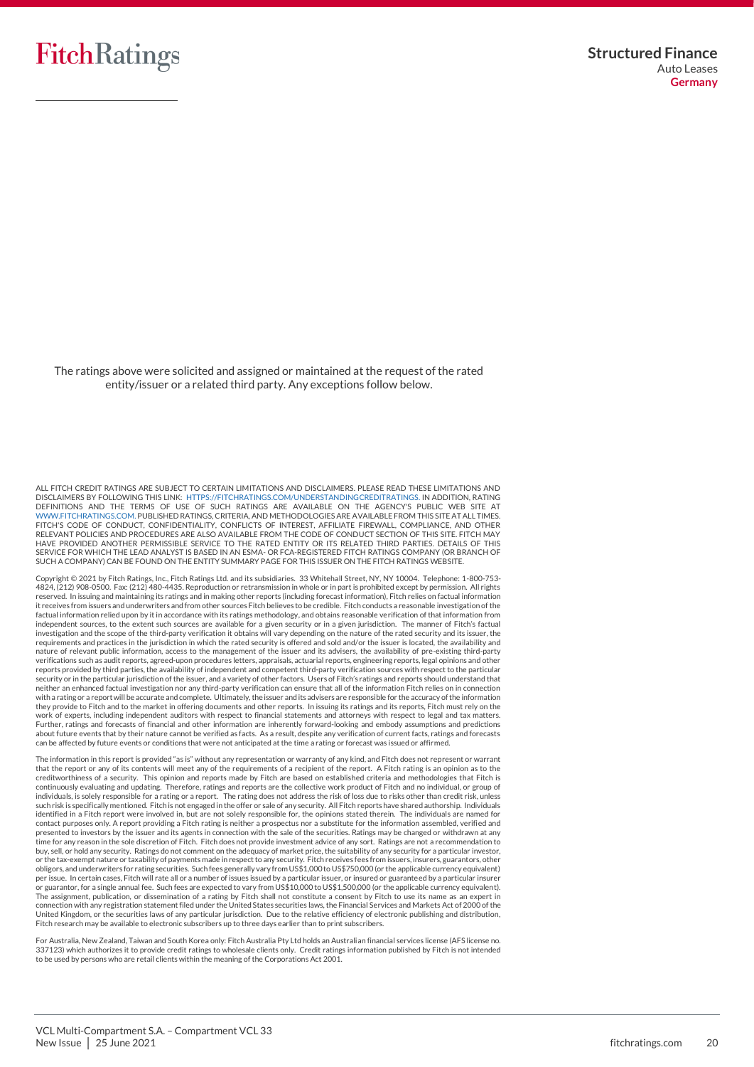The ratings above were solicited and assigned or maintained at the request of the rated entity/issuer or a related third party. Any exceptions follow below.

ALL FITCH CREDIT RATINGS ARE SUBJECT TO CERTAIN LIMITATIONS AND DISCLAIMERS. PLEASE READ THESE LIMITATIONS AND DISCLAIMERS BY FOLLOWING THIS LINK: HTTPS://FITCHRATINGS.COM/UNDERSTANDINGCREDITRATINGS. IN ADDITION, RATING DEFINITIONS AND THE TERMS OF USE OF SUCH RATINGS ARE AVAILABLE ON THE AGENCY'S PUBLIC WEB SITE AT WWW.FITCHRATINGS.COM. PUBLISHED RATINGS, CRITERIA, AND METHODOLOGIES ARE AVAILABLE FROM THIS SITE AT ALL TIMES. FITCH'S CODE OF CONDUCT, CONFIDENTIALITY, CONFLICTS OF INTEREST, AFFILIATE FIREWALL, COMPLIANCE, AND OTHER RELEVANT POLICIES AND PROCEDURES ARE ALSO AVAILABLE FROM THE CODE OF CONDUCT SECTION OF THIS SITE. FITCH MAY HAVE PROVIDED ANOTHER PERMISSIBLE SERVICE TO THE RATED ENTITY OR ITS RELATED THIRD PARTIES. DETAILS OF THIS SERVICE FOR WHICH THE LEAD ANALYST IS BASED IN AN ESMA- OR FCA-REGISTERED FITCH RATINGS COMPANY (OR BRANCH OF SUCH A COMPANY) CAN BE FOUND ON THE ENTITY SUMMARY PAGE FOR THIS ISSUER ON THE FITCH RATINGS WEBSITE.

Copyright © 2021 by Fitch Ratings, Inc., Fitch Ratings Ltd. and its subsidiaries. 33 Whitehall Street, NY, NY 10004. Telephone: 1-800-753-4824, (212) 908-0500. Fax: (212) 480-4435. Reproduction or retransmission in whole or in part is prohibited except by permission. All rights reserved. In issuing and maintaining its ratings and in making other reports (including forecast information), Fitch relies on factual information it receives from issuers and underwriters and from other sources Fitch believes to be credible. Fitch conducts a reasonable investigation of the factual information relied upon by it in accordance with its ratings methodology, and obtains reasonable verification of that information from independent sources, to the extent such sources are available for a given security or in a given jurisdiction. The manner of Fitch's factual investigation and the scope of the third-party verification it obtains will vary depending on the nature of the rated security and its issuer, the requirements and practices in the jurisdiction in which the rated security is offered and sold and/or the issuer is located, the availability and nature of relevant public information, access to the management of the issuer and its advisers, the availability of pre-existing third-party verifications such as audit reports, agreed-upon procedures letters, appraisals, actuarial reports, engineering reports, legal opinions and other reports provided by third parties, the availability of independent and competent third-party verification sources with respect to the particular security or in the particular jurisdiction of the issuer, and a variety of other factors. Users of Fitch's ratings and reports should understand that neither an enhanced factual investigation nor any third-party verification can ensure that all of the information Fitch relies on in connection with a rating or a report will be accurate and complete. Ultimately, the issuer and its advisers are responsible for the accuracy of the information they provide to Fitch and to the market in offering documents and other reports. In issuing its ratings and its reports, Fitch must rely on the work of experts, including independent auditors with respect to financial statements and attorneys with respect to legal and tax matters. Further, ratings and forecasts of financial and other information are inherently forward-looking and embody assumptions and predictions about future events that by their nature cannot be verified as facts. As a result, despite any verification of current facts, ratings and forecasts can be affected by future events or conditions that were not anticipated at the time a rating or forecast was issued or affirmed.

The information in this report is provided "as is" without any representation or warranty of any kind, and Fitch does not represent or warrant that the report or any of its contents will meet any of the requirements of a recipient of the report. A Fitch rating is an opinion as to the creditworthiness of a security. This opinion and reports made by Fitch are based on established criteria and methodologies that Fitch is continuously evaluating and updating. Therefore, ratings and reports are the collective work product of Fitch and no individual, or group of individuals, is solely responsible for a rating or a report. The rating does not address the risk of loss due to risks other than credit risk, unless such risk is specifically mentioned. Fitch is not engaged in the offer or sale of any security. All Fitch reports have shared authorship. Individuals identified in a Fitch report were involved in, but are not solely responsible for, the opinions stated therein. The individuals are named for contact purposes only. A report providing a Fitch rating is neither a prospectus nor a substitute for the information assembled, verified and presented to investors by the issuer and its agents in connection with the sale of the securities. Ratings may be changed or withdrawn at any time for any reason in the sole discretion of Fitch. Fitch does not provide investment advice of any sort. Ratings are not a recommendation to buy, sell, or hold any security. Ratings do not comment on the adequacy of market price, the suitability of any security for a particular investor, or the tax-exempt nature or taxability of payments made in respect to any security. Fitch receives fees from issuers, insurers, guarantors, other obligors, and underwriters for rating securities. Such fees generally vary from US$1,000 to US$750,000 (or the applicable currency equivalent) per issue. In certain cases, Fitch will rate all or a number of issues issued by a particular issuer, or insured or guaranteed by a particular insurer or guarantor, for a single annual fee. Such fees are expected to vary from US$10,000 to US$1,500,000 (or the applicable currency equivalent). The assignment, publication, or dissemination of a rating by Fitch shall not constitute a consent by Fitch to use its name as an expert in connection with any registration statement filed under the United States securities laws, the Financial Services and Markets Act of 2000 of the United Kingdom, or the securities laws of any particular jurisdiction. Due to the relative efficiency of electronic publishing and distribution, Fitch research may be available to electronic subscribers up to three days earlier than to print subscribers.

For Australia, New Zealand, Taiwan and South Korea only: Fitch Australia Pty Ltd holds an Australian financial services license (AFS license no. 337123) which authorizes it to provide credit ratings to wholesale clients only. Credit ratings information published by Fitch is not intended to be used by persons who are retail clients within the meaning of the Corporations Act 2001.